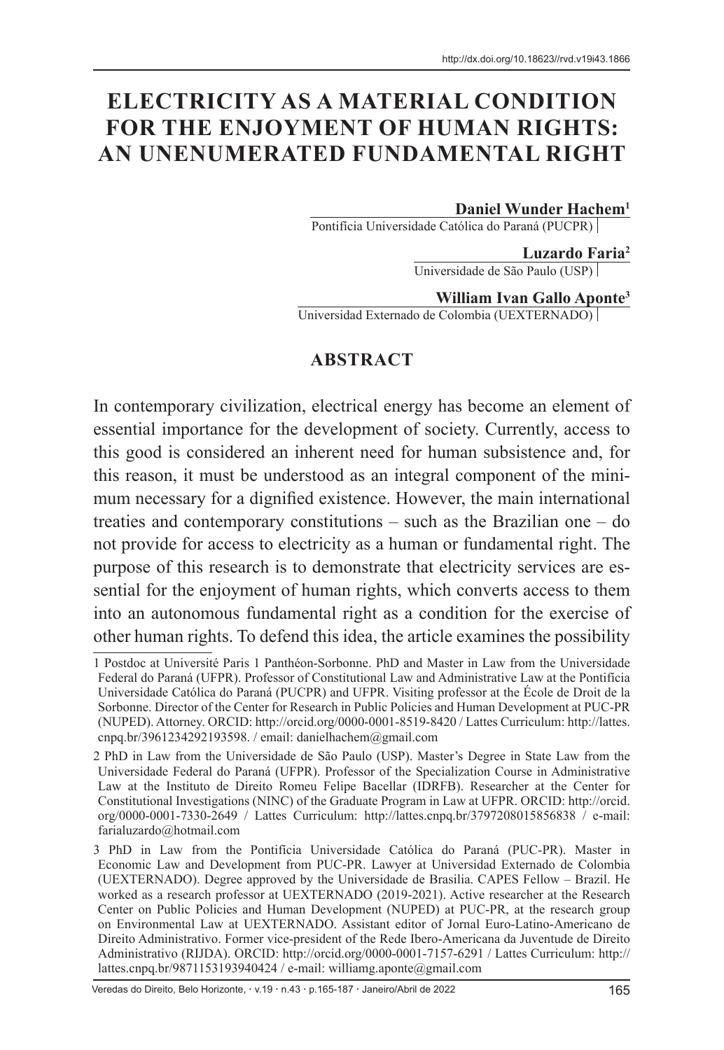http://dx.doi.org/10.18623//rvd.v19i43.1866

# ELECTRICITY AS A MATERIAL CONDITION FOR THE ENJOYMENT OF HUMAN RIGHTS: AN UNENUMERATED FUNDAMENTAL RIGHT

**Daniel Wunder Hachem**[1]
Pontifícia Universidade Católica do Paraná (PUCPR)

**Luzardo Faria**[2]
Universidade de São Paulo (USP)

**William Ivan Gallo Aponte**[3]
Universidad Externado de Colombia (UEXTERNADO)

## ABSTRACT

In contemporary civilization, electrical energy has become an element of essential importance for the development of society. Currently, access to this good is considered an inherent need for human subsistence and, for this reason, it must be understood as an integral component of the minimum necessary for a dignified existence. However, the main international treaties and contemporary constitutions – such as the Brazilian one – do not provide for access to electricity as a human or fundamental right. The purpose of this research is to demonstrate that electricity services are essential for the enjoyment of human rights, which converts access to them into an autonomous fundamental right as a condition for the exercise of other human rights. To defend this idea, the article examines the possibility

---

1 Postdoc at Université Paris 1 Panthéon-Sorbonne. PhD and Master in Law from the Universidade Federal do Paraná (UFPR). Professor of Constitutional Law and Administrative Law at the Pontifícia Universidade Católica do Paraná (PUCPR) and UFPR. Visiting professor at the École de Droit de la Sorbonne. Director of the Center for Research in Public Policies and Human Development at PUC-PR (NUPED). Attorney. ORCID: http://orcid.org/0000-0001-8519-8420 / Lattes Curriculum: http://lattes.cnpq.br/3961234292193598. / email: danielhachem@gmail.com

2 PhD in Law from the Universidade de São Paulo (USP). Master's Degree in State Law from the Universidade Federal do Paraná (UFPR). Professor of the Specialization Course in Administrative Law at the Instituto de Direito Romeu Felipe Bacellar (IDRFB). Researcher at the Center for Constitutional Investigations (NINC) of the Graduate Program in Law at UFPR. ORCID: http://orcid.org/0000-0001-7330-2649 / Lattes Curriculum: http://lattes.cnpq.br/3797208015856838 / e-mail: farialuzardo@hotmail.com

3 PhD in Law from the Pontifícia Universidade Católica do Paraná (PUC-PR). Master in Economic Law and Development from PUC-PR. Lawyer at Universidad Externado de Colombia (UEXTERNADO). Degree approved by the Universidade de Brasilia. CAPES Fellow – Brazil. He worked as a research professor at UEXTERNADO (2019-2021). Active researcher at the Research Center on Public Policies and Human Development (NUPED) at PUC-PR, at the research group on Environmental Law at UEXTERNADO. Assistant editor of Jornal Euro-Latino-Americano de Direito Administrativo. Former vice-president of the Rede Ibero-Americana da Juventude de Direito Administrativo (RIJDA). ORCID: http://orcid.org/0000-0001-7157-6291 / Lattes Curriculum: http://lattes.cnpq.br/9871153193940424 / e-mail: williamg.aponte@gmail.com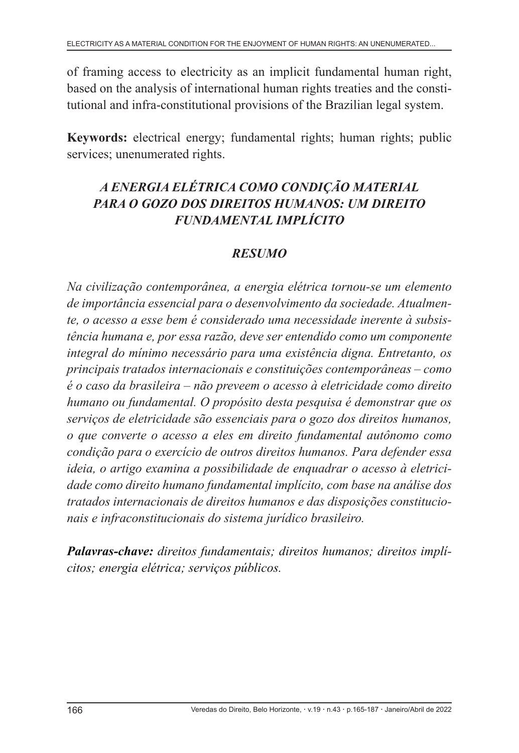of framing access to electricity as an implicit fundamental human right, based on the analysis of international human rights treaties and the constitutional and infra-constitutional provisions of the Brazilian legal system.

**Keywords:** electrical energy; fundamental rights; human rights; public services; unenumerated rights.

## *A ENERGIA ELÉTRICA COMO CONDIÇÃO MATERIAL PARA O GOZO DOS DIREITOS HUMANOS: UM DIREITO FUNDAMENTAL IMPLÍCITO*

### *RESUMO*

*Na civilização contemporânea, a energia elétrica tornou-se um elemento de importância essencial para o desenvolvimento da sociedade. Atualmente, o acesso a esse bem é considerado uma necessidade inerente à subsistência humana e, por essa razão, deve ser entendido como um componente integral do mínimo necessário para uma existência digna. Entretanto, os principais tratados internacionais e constituições contemporâneas – como é o caso da brasileira – não preveem o acesso à eletricidade como direito humano ou fundamental. O propósito desta pesquisa é demonstrar que os serviços de eletricidade são essenciais para o gozo dos direitos humanos, o que converte o acesso a eles em direito fundamental autônomo como condição para o exercício de outros direitos humanos. Para defender essa ideia, o artigo examina a possibilidade de enquadrar o acesso à eletricidade como direito humano fundamental implícito, com base na análise dos tratados internacionais de direitos humanos e das disposições constitucionais e infraconstitucionais do sistema jurídico brasileiro.*

***Palavras-chave:*** *direitos fundamentais; direitos humanos; direitos implícitos; energia elétrica; serviços públicos.*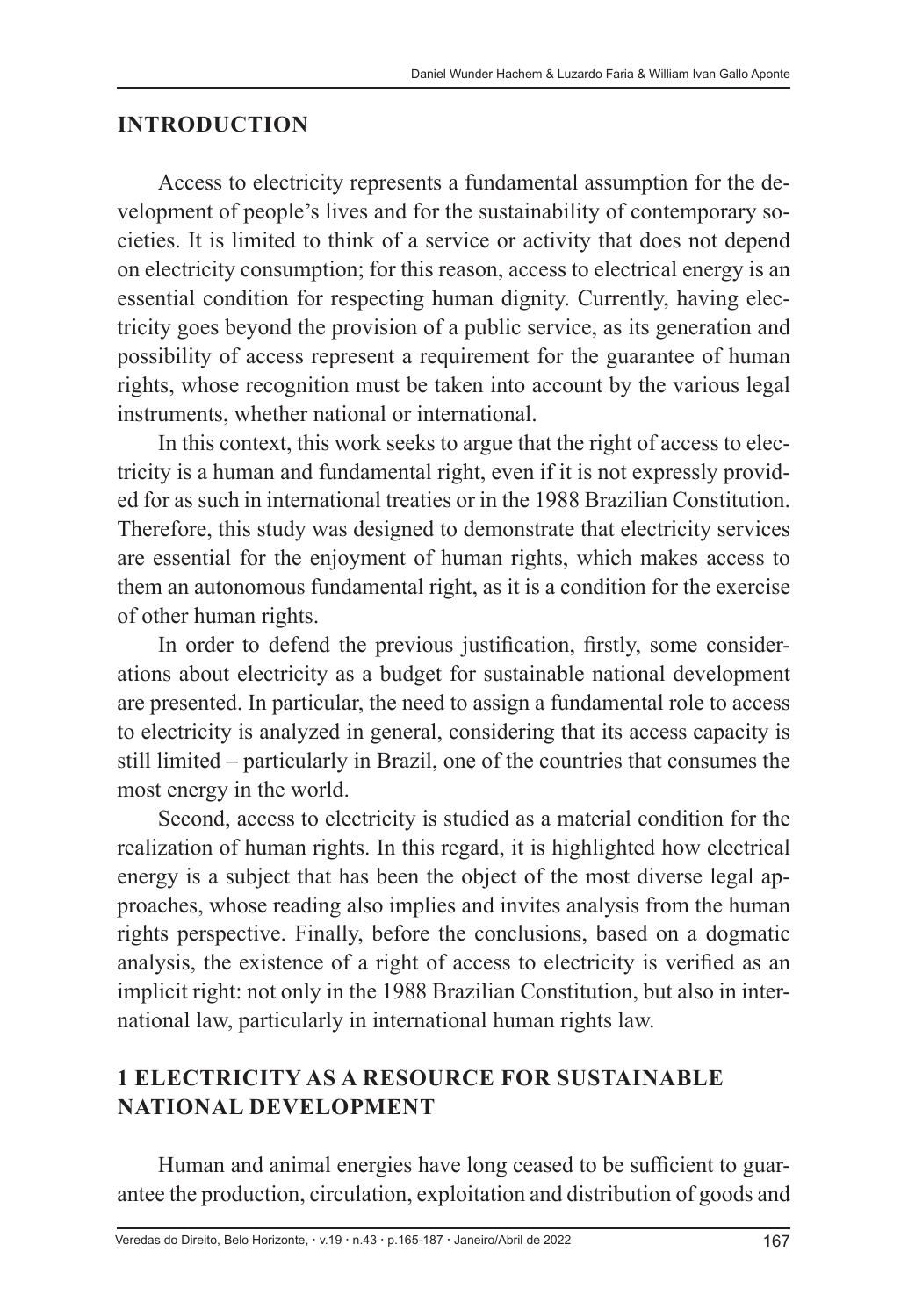## INTRODUCTION

Access to electricity represents a fundamental assumption for the development of people's lives and for the sustainability of contemporary societies. It is limited to think of a service or activity that does not depend on electricity consumption; for this reason, access to electrical energy is an essential condition for respecting human dignity. Currently, having electricity goes beyond the provision of a public service, as its generation and possibility of access represent a requirement for the guarantee of human rights, whose recognition must be taken into account by the various legal instruments, whether national or international.

In this context, this work seeks to argue that the right of access to electricity is a human and fundamental right, even if it is not expressly provided for as such in international treaties or in the 1988 Brazilian Constitution. Therefore, this study was designed to demonstrate that electricity services are essential for the enjoyment of human rights, which makes access to them an autonomous fundamental right, as it is a condition for the exercise of other human rights.

In order to defend the previous justification, firstly, some considerations about electricity as a budget for sustainable national development are presented. In particular, the need to assign a fundamental role to access to electricity is analyzed in general, considering that its access capacity is still limited – particularly in Brazil, one of the countries that consumes the most energy in the world.

Second, access to electricity is studied as a material condition for the realization of human rights. In this regard, it is highlighted how electrical energy is a subject that has been the object of the most diverse legal approaches, whose reading also implies and invites analysis from the human rights perspective. Finally, before the conclusions, based on a dogmatic analysis, the existence of a right of access to electricity is verified as an implicit right: not only in the 1988 Brazilian Constitution, but also in international law, particularly in international human rights law.

## 1 ELECTRICITY AS A RESOURCE FOR SUSTAINABLE NATIONAL DEVELOPMENT

Human and animal energies have long ceased to be sufficient to guarantee the production, circulation, exploitation and distribution of goods and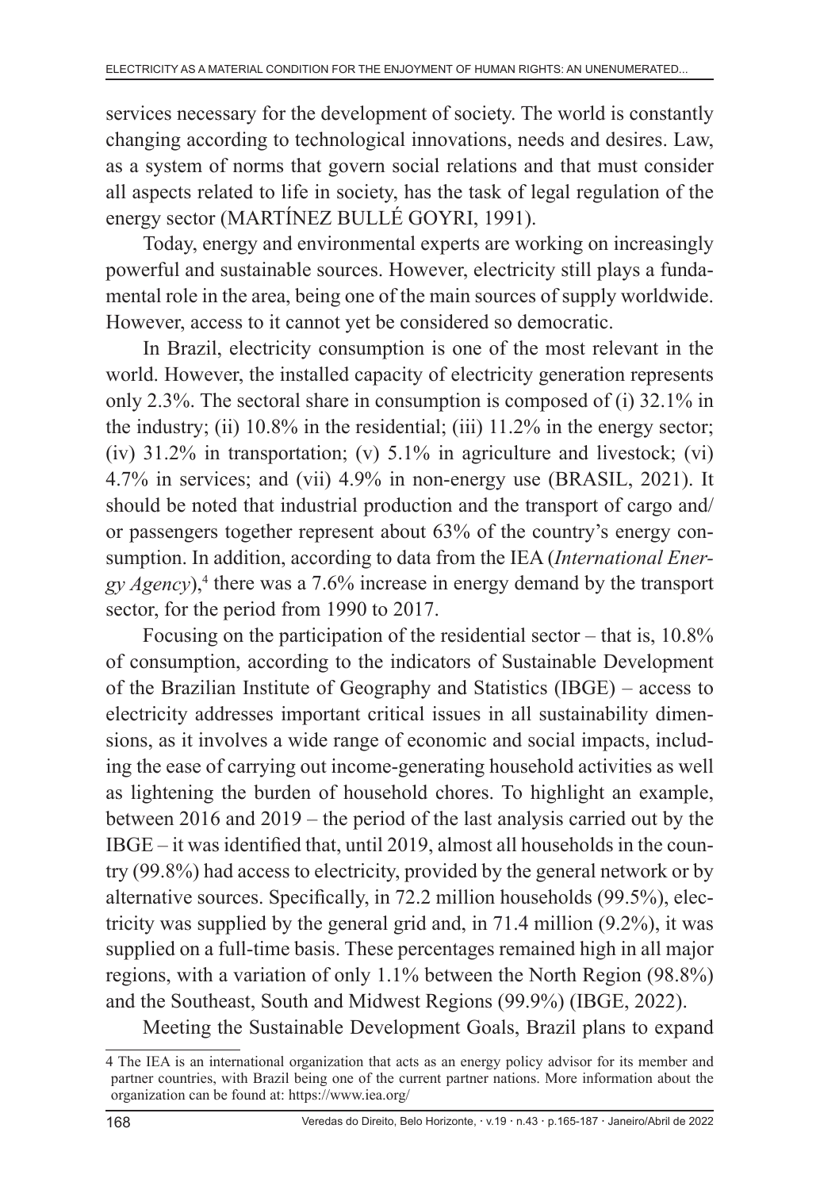services necessary for the development of society. The world is constantly changing according to technological innovations, needs and desires. Law, as a system of norms that govern social relations and that must consider all aspects related to life in society, has the task of legal regulation of the energy sector (MARTÍNEZ BULLÉ GOYRI, 1991).

Today, energy and environmental experts are working on increasingly powerful and sustainable sources. However, electricity still plays a fundamental role in the area, being one of the main sources of supply worldwide. However, access to it cannot yet be considered so democratic.

In Brazil, electricity consumption is one of the most relevant in the world. However, the installed capacity of electricity generation represents only 2.3%. The sectoral share in consumption is composed of (i) 32.1% in the industry; (ii) 10.8% in the residential; (iii) 11.2% in the energy sector; (iv) 31.2% in transportation; (v) 5.1% in agriculture and livestock; (vi) 4.7% in services; and (vii) 4.9% in non-energy use (BRASIL, 2021). It should be noted that industrial production and the transport of cargo and/or passengers together represent about 63% of the country's energy consumption. In addition, according to data from the IEA (*International Energy Agency*),[4] there was a 7.6% increase in energy demand by the transport sector, for the period from 1990 to 2017.

Focusing on the participation of the residential sector – that is, 10.8% of consumption, according to the indicators of Sustainable Development of the Brazilian Institute of Geography and Statistics (IBGE) – access to electricity addresses important critical issues in all sustainability dimensions, as it involves a wide range of economic and social impacts, including the ease of carrying out income-generating household activities as well as lightening the burden of household chores. To highlight an example, between 2016 and 2019 – the period of the last analysis carried out by the IBGE – it was identified that, until 2019, almost all households in the country (99.8%) had access to electricity, provided by the general network or by alternative sources. Specifically, in 72.2 million households (99.5%), electricity was supplied by the general grid and, in 71.4 million (9.2%), it was supplied on a full-time basis. These percentages remained high in all major regions, with a variation of only 1.1% between the North Region (98.8%) and the Southeast, South and Midwest Regions (99.9%) (IBGE, 2022).

Meeting the Sustainable Development Goals, Brazil plans to expand

4 The IEA is an international organization that acts as an energy policy advisor for its member and partner countries, with Brazil being one of the current partner nations. More information about the organization can be found at: https://www.iea.org/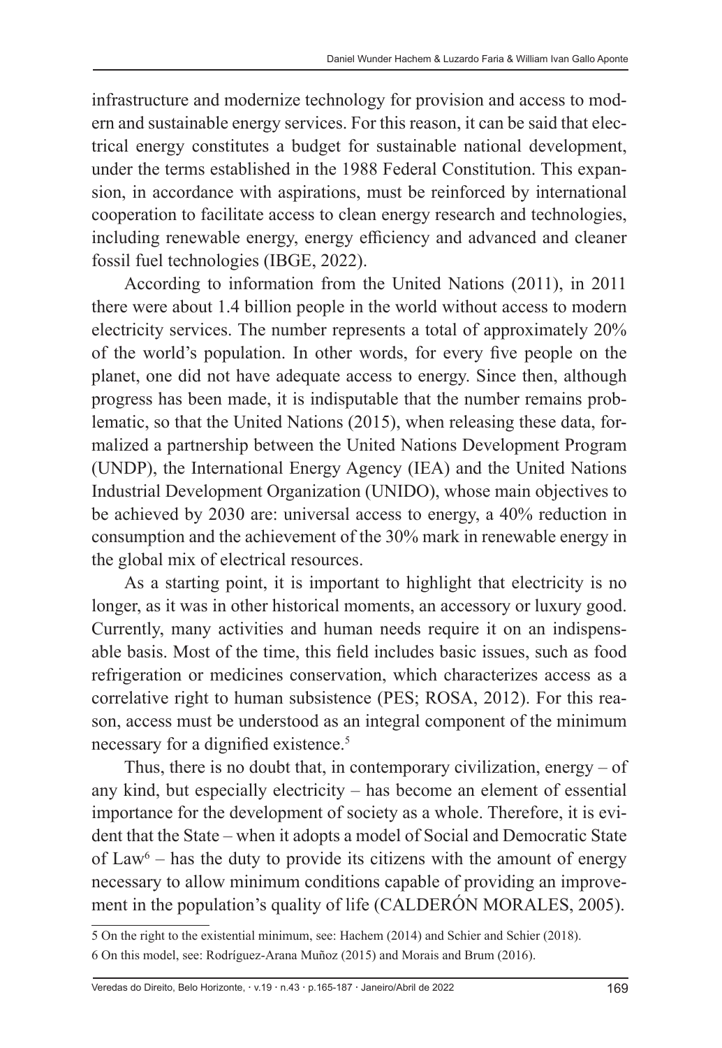infrastructure and modernize technology for provision and access to modern and sustainable energy services. For this reason, it can be said that electrical energy constitutes a budget for sustainable national development, under the terms established in the 1988 Federal Constitution. This expansion, in accordance with aspirations, must be reinforced by international cooperation to facilitate access to clean energy research and technologies, including renewable energy, energy efficiency and advanced and cleaner fossil fuel technologies (IBGE, 2022).

According to information from the United Nations (2011), in 2011 there were about 1.4 billion people in the world without access to modern electricity services. The number represents a total of approximately 20% of the world's population. In other words, for every five people on the planet, one did not have adequate access to energy. Since then, although progress has been made, it is indisputable that the number remains problematic, so that the United Nations (2015), when releasing these data, formalized a partnership between the United Nations Development Program (UNDP), the International Energy Agency (IEA) and the United Nations Industrial Development Organization (UNIDO), whose main objectives to be achieved by 2030 are: universal access to energy, a 40% reduction in consumption and the achievement of the 30% mark in renewable energy in the global mix of electrical resources.

As a starting point, it is important to highlight that electricity is no longer, as it was in other historical moments, an accessory or luxury good. Currently, many activities and human needs require it on an indispensable basis. Most of the time, this field includes basic issues, such as food refrigeration or medicines conservation, which characterizes access as a correlative right to human subsistence (PES; ROSA, 2012). For this reason, access must be understood as an integral component of the minimum necessary for a dignified existence.[5]

Thus, there is no doubt that, in contemporary civilization, energy – of any kind, but especially electricity – has become an element of essential importance for the development of society as a whole. Therefore, it is evident that the State – when it adopts a model of Social and Democratic State of Law[6] – has the duty to provide its citizens with the amount of energy necessary to allow minimum conditions capable of providing an improvement in the population's quality of life (CALDERÓN MORALES, 2005).

---

5 On the right to the existential minimum, see: Hachem (2014) and Schier and Schier (2018).

6 On this model, see: Rodríguez-Arana Muñoz (2015) and Morais and Brum (2016).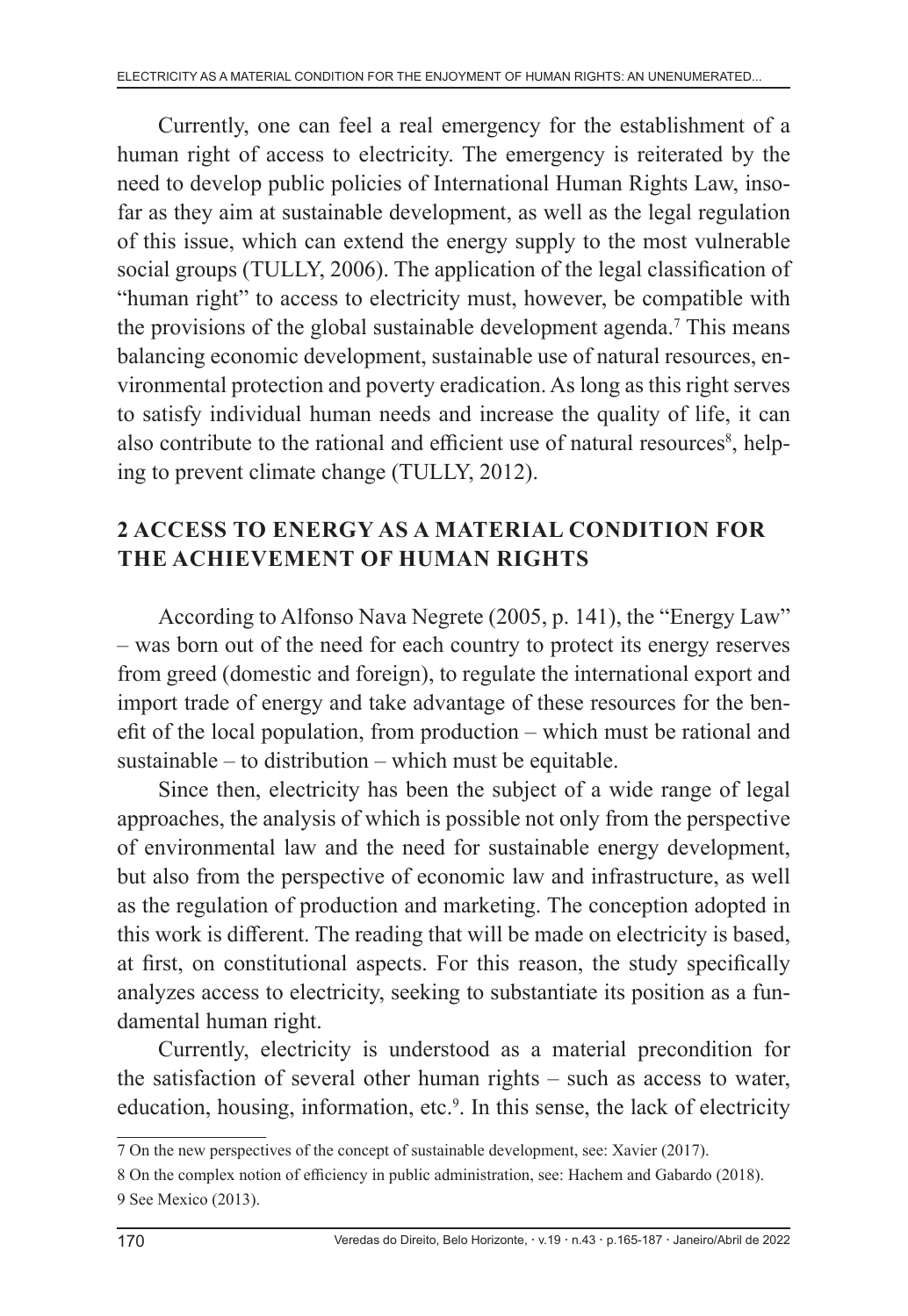Currently, one can feel a real emergency for the establishment of a human right of access to electricity. The emergency is reiterated by the need to develop public policies of International Human Rights Law, insofar as they aim at sustainable development, as well as the legal regulation of this issue, which can extend the energy supply to the most vulnerable social groups (TULLY, 2006). The application of the legal classification of "human right" to access to electricity must, however, be compatible with the provisions of the global sustainable development agenda.[7] This means balancing economic development, sustainable use of natural resources, environmental protection and poverty eradication. As long as this right serves to satisfy individual human needs and increase the quality of life, it can also contribute to the rational and efficient use of natural resources[8], helping to prevent climate change (TULLY, 2012).

## 2 ACCESS TO ENERGY AS A MATERIAL CONDITION FOR THE ACHIEVEMENT OF HUMAN RIGHTS

According to Alfonso Nava Negrete (2005, p. 141), the "Energy Law" – was born out of the need for each country to protect its energy reserves from greed (domestic and foreign), to regulate the international export and import trade of energy and take advantage of these resources for the benefit of the local population, from production – which must be rational and sustainable – to distribution – which must be equitable.

Since then, electricity has been the subject of a wide range of legal approaches, the analysis of which is possible not only from the perspective of environmental law and the need for sustainable energy development, but also from the perspective of economic law and infrastructure, as well as the regulation of production and marketing. The conception adopted in this work is different. The reading that will be made on electricity is based, at first, on constitutional aspects. For this reason, the study specifically analyzes access to electricity, seeking to substantiate its position as a fundamental human right.

Currently, electricity is understood as a material precondition for the satisfaction of several other human rights – such as access to water, education, housing, information, etc.[9]. In this sense, the lack of electricity

---

7 On the new perspectives of the concept of sustainable development, see: Xavier (2017).

8 On the complex notion of efficiency in public administration, see: Hachem and Gabardo (2018).

9 See Mexico (2013).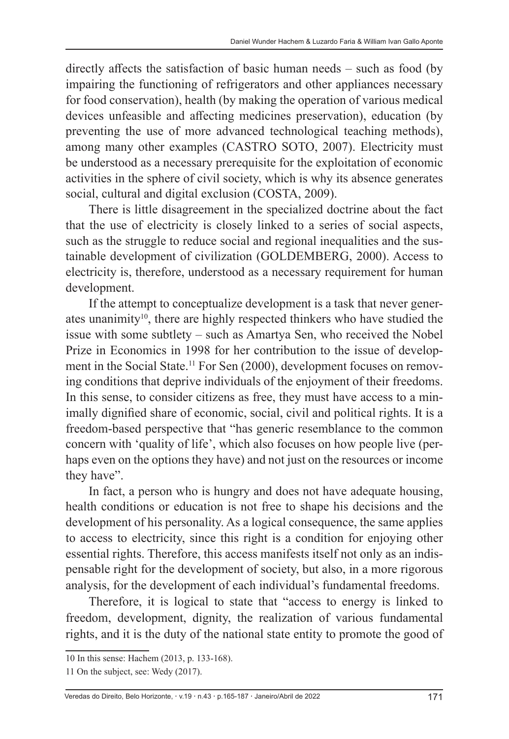directly affects the satisfaction of basic human needs – such as food (by impairing the functioning of refrigerators and other appliances necessary for food conservation), health (by making the operation of various medical devices unfeasible and affecting medicines preservation), education (by preventing the use of more advanced technological teaching methods), among many other examples (CASTRO SOTO, 2007). Electricity must be understood as a necessary prerequisite for the exploitation of economic activities in the sphere of civil society, which is why its absence generates social, cultural and digital exclusion (COSTA, 2009).

There is little disagreement in the specialized doctrine about the fact that the use of electricity is closely linked to a series of social aspects, such as the struggle to reduce social and regional inequalities and the sustainable development of civilization (GOLDEMBERG, 2000). Access to electricity is, therefore, understood as a necessary requirement for human development.

If the attempt to conceptualize development is a task that never generates unanimity[10], there are highly respected thinkers who have studied the issue with some subtlety – such as Amartya Sen, who received the Nobel Prize in Economics in 1998 for her contribution to the issue of development in the Social State.[11] For Sen (2000), development focuses on removing conditions that deprive individuals of the enjoyment of their freedoms. In this sense, to consider citizens as free, they must have access to a minimally dignified share of economic, social, civil and political rights. It is a freedom-based perspective that "has generic resemblance to the common concern with 'quality of life', which also focuses on how people live (perhaps even on the options they have) and not just on the resources or income they have".

In fact, a person who is hungry and does not have adequate housing, health conditions or education is not free to shape his decisions and the development of his personality. As a logical consequence, the same applies to access to electricity, since this right is a condition for enjoying other essential rights. Therefore, this access manifests itself not only as an indispensable right for the development of society, but also, in a more rigorous analysis, for the development of each individual's fundamental freedoms.

Therefore, it is logical to state that "access to energy is linked to freedom, development, dignity, the realization of various fundamental rights, and it is the duty of the national state entity to promote the good of

---

10 In this sense: Hachem (2013, p. 133-168).

11 On the subject, see: Wedy (2017).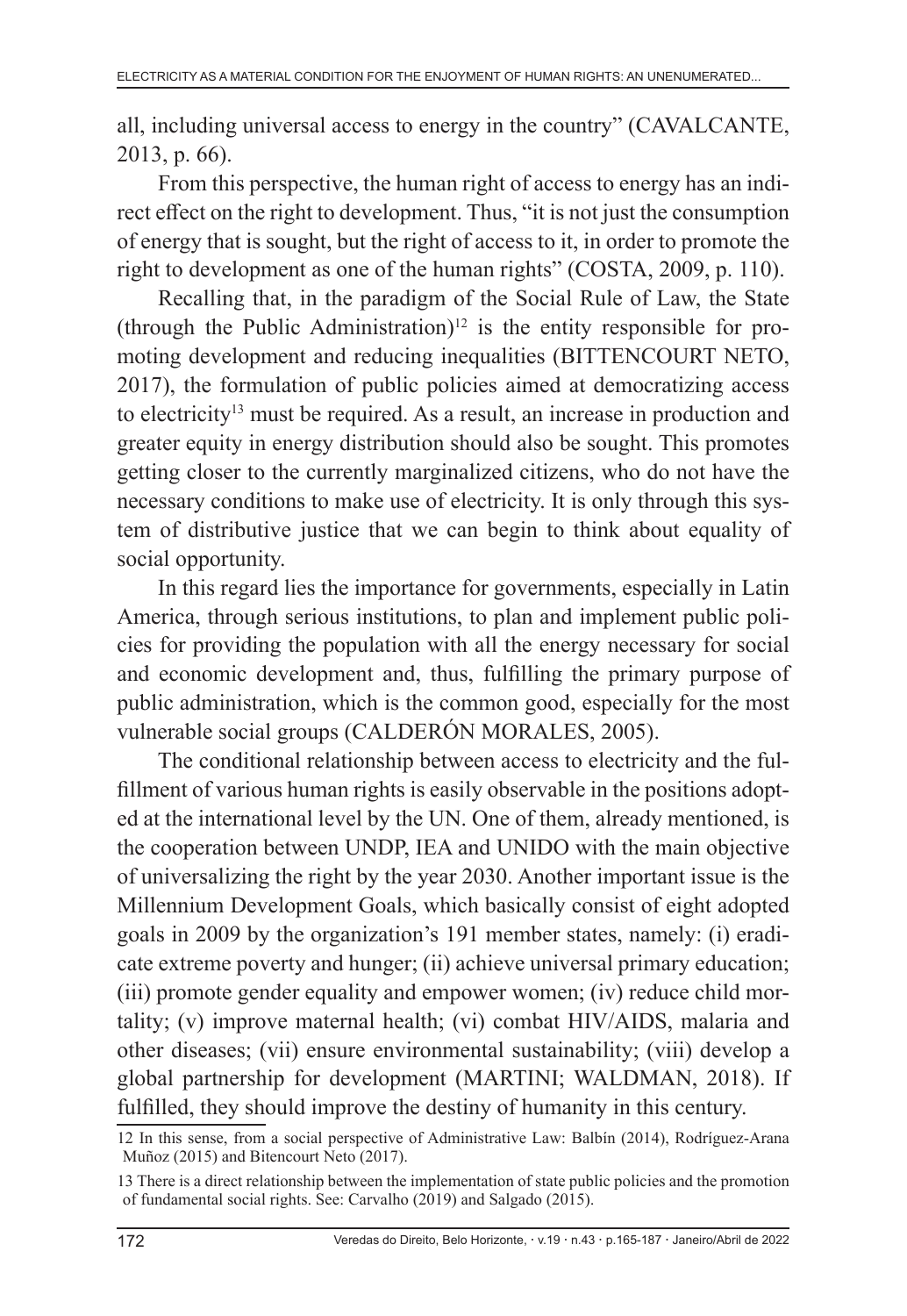all, including universal access to energy in the country" (CAVALCANTE, 2013, p. 66).

From this perspective, the human right of access to energy has an indirect effect on the right to development. Thus, "it is not just the consumption of energy that is sought, but the right of access to it, in order to promote the right to development as one of the human rights" (COSTA, 2009, p. 110).

Recalling that, in the paradigm of the Social Rule of Law, the State (through the Public Administration)[12] is the entity responsible for promoting development and reducing inequalities (BITTENCOURT NETO, 2017), the formulation of public policies aimed at democratizing access to electricity[13] must be required. As a result, an increase in production and greater equity in energy distribution should also be sought. This promotes getting closer to the currently marginalized citizens, who do not have the necessary conditions to make use of electricity. It is only through this system of distributive justice that we can begin to think about equality of social opportunity.

In this regard lies the importance for governments, especially in Latin America, through serious institutions, to plan and implement public policies for providing the population with all the energy necessary for social and economic development and, thus, fulfilling the primary purpose of public administration, which is the common good, especially for the most vulnerable social groups (CALDERÓN MORALES, 2005).

The conditional relationship between access to electricity and the fulfillment of various human rights is easily observable in the positions adopted at the international level by the UN. One of them, already mentioned, is the cooperation between UNDP, IEA and UNIDO with the main objective of universalizing the right by the year 2030. Another important issue is the Millennium Development Goals, which basically consist of eight adopted goals in 2009 by the organization's 191 member states, namely: (i) eradicate extreme poverty and hunger; (ii) achieve universal primary education; (iii) promote gender equality and empower women; (iv) reduce child mortality; (v) improve maternal health; (vi) combat HIV/AIDS, malaria and other diseases; (vii) ensure environmental sustainability; (viii) develop a global partnership for development (MARTINI; WALDMAN, 2018). If fulfilled, they should improve the destiny of humanity in this century.

12 In this sense, from a social perspective of Administrative Law: Balbín (2014), Rodríguez-Arana Muñoz (2015) and Bitencourt Neto (2017).

13 There is a direct relationship between the implementation of state public policies and the promotion of fundamental social rights. See: Carvalho (2019) and Salgado (2015).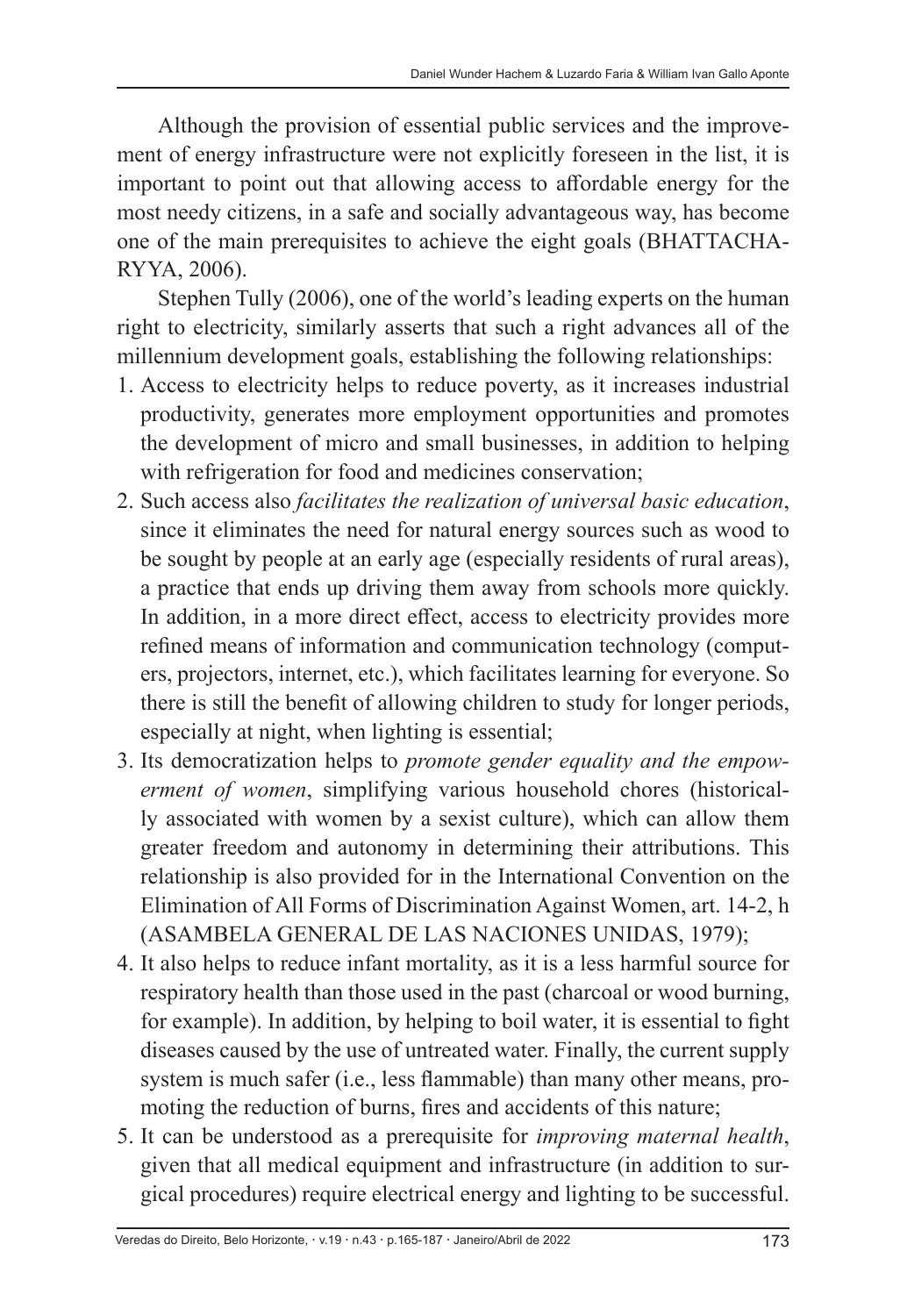Although the provision of essential public services and the improvement of energy infrastructure were not explicitly foreseen in the list, it is important to point out that allowing access to affordable energy for the most needy citizens, in a safe and socially advantageous way, has become one of the main prerequisites to achieve the eight goals (BHATTACHARYYA, 2006).

Stephen Tully (2006), one of the world's leading experts on the human right to electricity, similarly asserts that such a right advances all of the millennium development goals, establishing the following relationships:

1. Access to electricity helps to reduce poverty, as it increases industrial productivity, generates more employment opportunities and promotes the development of micro and small businesses, in addition to helping with refrigeration for food and medicines conservation;
2. Such access also *facilitates the realization of universal basic education*, since it eliminates the need for natural energy sources such as wood to be sought by people at an early age (especially residents of rural areas), a practice that ends up driving them away from schools more quickly. In addition, in a more direct effect, access to electricity provides more refined means of information and communication technology (computers, projectors, internet, etc.), which facilitates learning for everyone. So there is still the benefit of allowing children to study for longer periods, especially at night, when lighting is essential;
3. Its democratization helps to *promote gender equality and the empowerment of women*, simplifying various household chores (historically associated with women by a sexist culture), which can allow them greater freedom and autonomy in determining their attributions. This relationship is also provided for in the International Convention on the Elimination of All Forms of Discrimination Against Women, art. 14-2, h (ASAMBELA GENERAL DE LAS NACIONES UNIDAS, 1979);
4. It also helps to reduce infant mortality, as it is a less harmful source for respiratory health than those used in the past (charcoal or wood burning, for example). In addition, by helping to boil water, it is essential to fight diseases caused by the use of untreated water. Finally, the current supply system is much safer (i.e., less flammable) than many other means, promoting the reduction of burns, fires and accidents of this nature;
5. It can be understood as a prerequisite for *improving maternal health*, given that all medical equipment and infrastructure (in addition to surgical procedures) require electrical energy and lighting to be successful.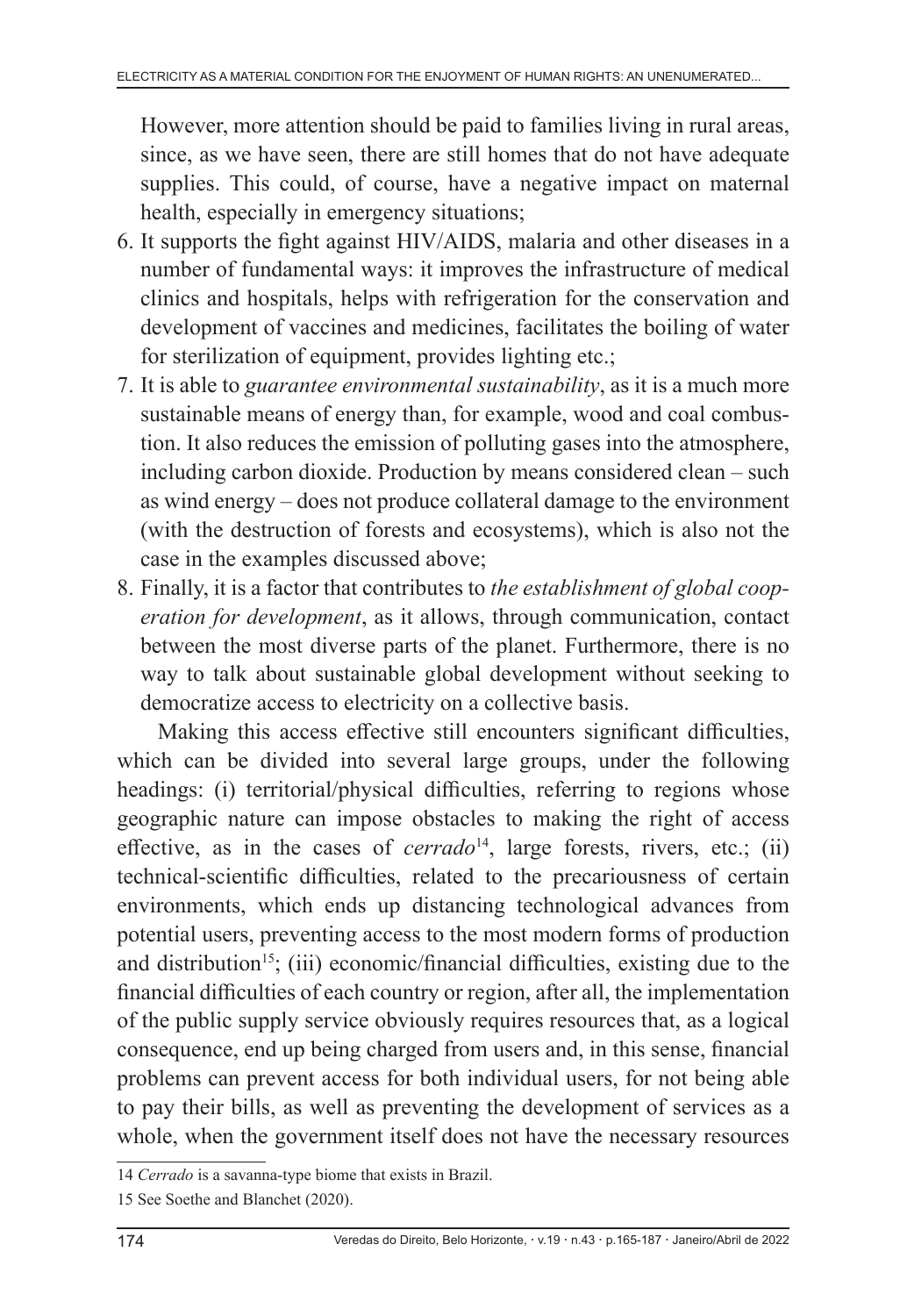However, more attention should be paid to families living in rural areas, since, as we have seen, there are still homes that do not have adequate supplies. This could, of course, have a negative impact on maternal health, especially in emergency situations;

6. It supports the fight against HIV/AIDS, malaria and other diseases in a number of fundamental ways: it improves the infrastructure of medical clinics and hospitals, helps with refrigeration for the conservation and development of vaccines and medicines, facilitates the boiling of water for sterilization of equipment, provides lighting etc.;
7. It is able to *guarantee environmental sustainability*, as it is a much more sustainable means of energy than, for example, wood and coal combustion. It also reduces the emission of polluting gases into the atmosphere, including carbon dioxide. Production by means considered clean – such as wind energy – does not produce collateral damage to the environment (with the destruction of forests and ecosystems), which is also not the case in the examples discussed above;
8. Finally, it is a factor that contributes to *the establishment of global cooperation for development*, as it allows, through communication, contact between the most diverse parts of the planet. Furthermore, there is no way to talk about sustainable global development without seeking to democratize access to electricity on a collective basis.

Making this access effective still encounters significant difficulties, which can be divided into several large groups, under the following headings: (i) territorial/physical difficulties, referring to regions whose geographic nature can impose obstacles to making the right of access effective, as in the cases of *cerrado*[14], large forests, rivers, etc.; (ii) technical-scientific difficulties, related to the precariousness of certain environments, which ends up distancing technological advances from potential users, preventing access to the most modern forms of production and distribution[15]; (iii) economic/financial difficulties, existing due to the financial difficulties of each country or region, after all, the implementation of the public supply service obviously requires resources that, as a logical consequence, end up being charged from users and, in this sense, financial problems can prevent access for both individual users, for not being able to pay their bills, as well as preventing the development of services as a whole, when the government itself does not have the necessary resources

---

14 *Cerrado* is a savanna-type biome that exists in Brazil.

15 See Soethe and Blanchet (2020).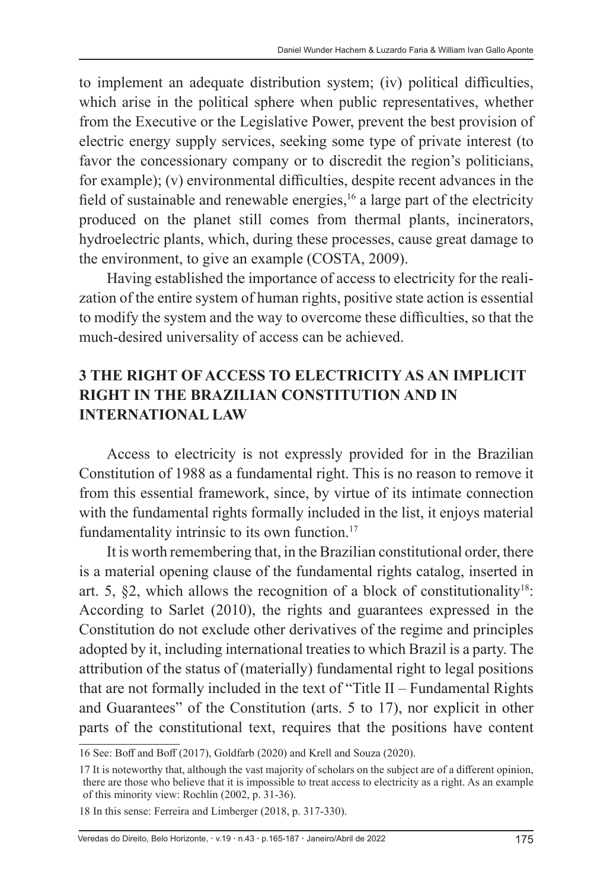to implement an adequate distribution system; (iv) political difficulties, which arise in the political sphere when public representatives, whether from the Executive or the Legislative Power, prevent the best provision of electric energy supply services, seeking some type of private interest (to favor the concessionary company or to discredit the region's politicians, for example); (v) environmental difficulties, despite recent advances in the field of sustainable and renewable energies,[16] a large part of the electricity produced on the planet still comes from thermal plants, incinerators, hydroelectric plants, which, during these processes, cause great damage to the environment, to give an example (COSTA, 2009).

Having established the importance of access to electricity for the realization of the entire system of human rights, positive state action is essential to modify the system and the way to overcome these difficulties, so that the much-desired universality of access can be achieved.

## 3 THE RIGHT OF ACCESS TO ELECTRICITY AS AN IMPLICIT RIGHT IN THE BRAZILIAN CONSTITUTION AND IN INTERNATIONAL LAW

Access to electricity is not expressly provided for in the Brazilian Constitution of 1988 as a fundamental right. This is no reason to remove it from this essential framework, since, by virtue of its intimate connection with the fundamental rights formally included in the list, it enjoys material fundamentality intrinsic to its own function.[17]

It is worth remembering that, in the Brazilian constitutional order, there is a material opening clause of the fundamental rights catalog, inserted in art. 5, §2, which allows the recognition of a block of constitutionality[18]: According to Sarlet (2010), the rights and guarantees expressed in the Constitution do not exclude other derivatives of the regime and principles adopted by it, including international treaties to which Brazil is a party. The attribution of the status of (materially) fundamental right to legal positions that are not formally included in the text of "Title II – Fundamental Rights and Guarantees" of the Constitution (arts. 5 to 17), nor explicit in other parts of the constitutional text, requires that the positions have content

---

16 See: Boff and Boff (2017), Goldfarb (2020) and Krell and Souza (2020).

17 It is noteworthy that, although the vast majority of scholars on the subject are of a different opinion, there are those who believe that it is impossible to treat access to electricity as a right. As an example of this minority view: Rochlin (2002, p. 31-36).

18 In this sense: Ferreira and Limberger (2018, p. 317-330).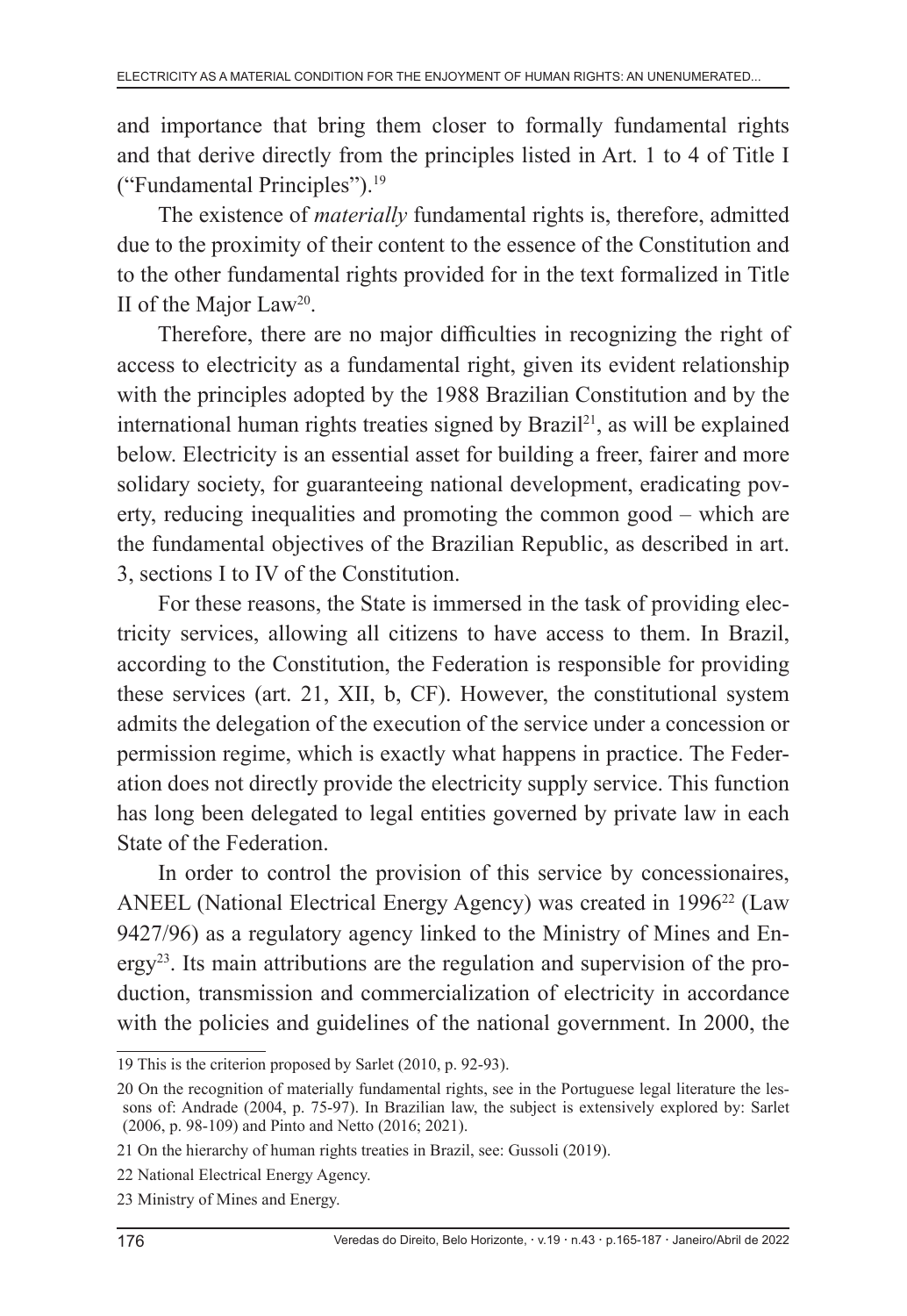and importance that bring them closer to formally fundamental rights and that derive directly from the principles listed in Art. 1 to 4 of Title I ("Fundamental Principles").[19]

The existence of *materially* fundamental rights is, therefore, admitted due to the proximity of their content to the essence of the Constitution and to the other fundamental rights provided for in the text formalized in Title II of the Major Law[20].

Therefore, there are no major difficulties in recognizing the right of access to electricity as a fundamental right, given its evident relationship with the principles adopted by the 1988 Brazilian Constitution and by the international human rights treaties signed by Brazil[21], as will be explained below. Electricity is an essential asset for building a freer, fairer and more solidary society, for guaranteeing national development, eradicating poverty, reducing inequalities and promoting the common good – which are the fundamental objectives of the Brazilian Republic, as described in art. 3, sections I to IV of the Constitution.

For these reasons, the State is immersed in the task of providing electricity services, allowing all citizens to have access to them. In Brazil, according to the Constitution, the Federation is responsible for providing these services (art. 21, XII, b, CF). However, the constitutional system admits the delegation of the execution of the service under a concession or permission regime, which is exactly what happens in practice. The Federation does not directly provide the electricity supply service. This function has long been delegated to legal entities governed by private law in each State of the Federation.

In order to control the provision of this service by concessionaires, ANEEL (National Electrical Energy Agency) was created in 1996[22] (Law 9427/96) as a regulatory agency linked to the Ministry of Mines and Energy[23]. Its main attributions are the regulation and supervision of the production, transmission and commercialization of electricity in accordance with the policies and guidelines of the national government. In 2000, the

---

19 This is the criterion proposed by Sarlet (2010, p. 92-93).

20 On the recognition of materially fundamental rights, see in the Portuguese legal literature the lessons of: Andrade (2004, p. 75-97). In Brazilian law, the subject is extensively explored by: Sarlet (2006, p. 98-109) and Pinto and Netto (2016; 2021).

21 On the hierarchy of human rights treaties in Brazil, see: Gussoli (2019).

22 National Electrical Energy Agency.

23 Ministry of Mines and Energy.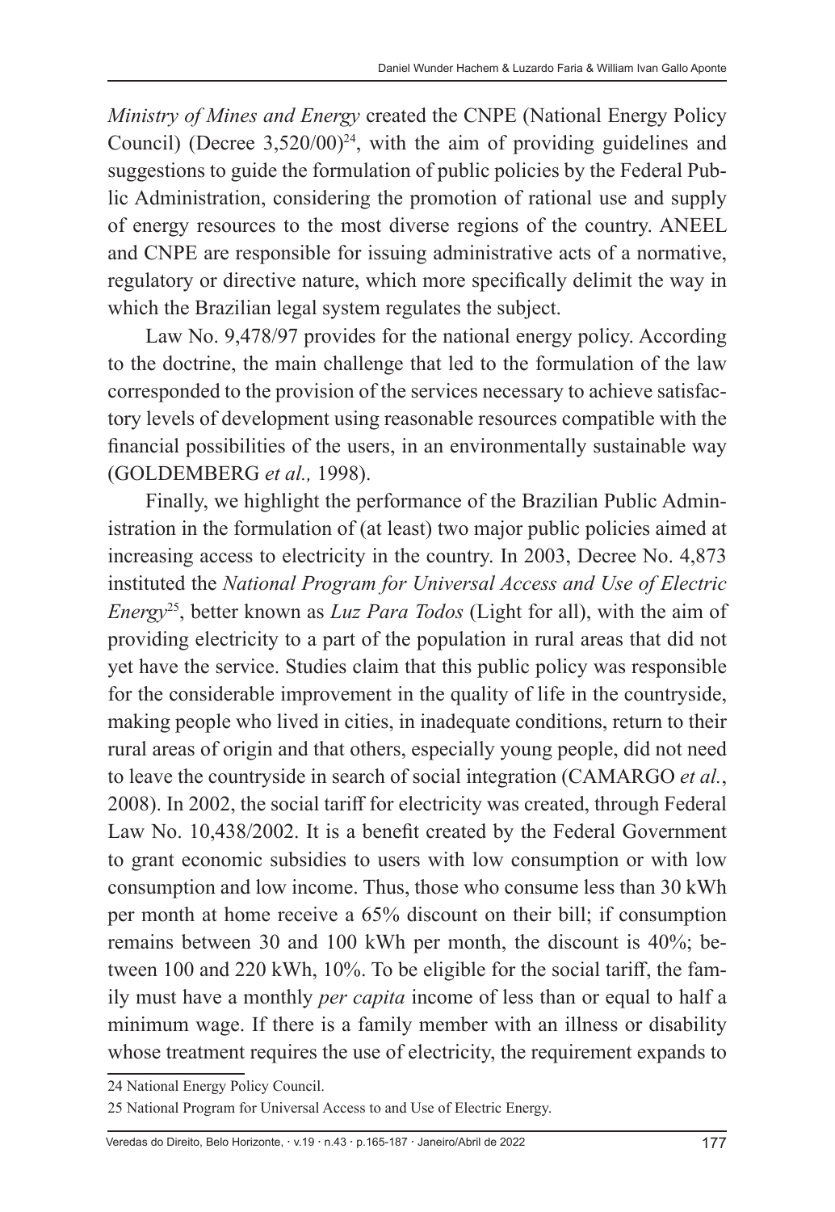*Ministry of Mines and Energy* created the CNPE (National Energy Policy Council) (Decree 3,520/00)[24], with the aim of providing guidelines and suggestions to guide the formulation of public policies by the Federal Public Administration, considering the promotion of rational use and supply of energy resources to the most diverse regions of the country. ANEEL and CNPE are responsible for issuing administrative acts of a normative, regulatory or directive nature, which more specifically delimit the way in which the Brazilian legal system regulates the subject.

Law No. 9,478/97 provides for the national energy policy. According to the doctrine, the main challenge that led to the formulation of the law corresponded to the provision of the services necessary to achieve satisfactory levels of development using reasonable resources compatible with the financial possibilities of the users, in an environmentally sustainable way (GOLDEMBERG *et al.,* 1998).

Finally, we highlight the performance of the Brazilian Public Administration in the formulation of (at least) two major public policies aimed at increasing access to electricity in the country. In 2003, Decree No. 4,873 instituted the *National Program for Universal Access and Use of Electric Energy*[25], better known as *Luz Para Todos* (Light for all), with the aim of providing electricity to a part of the population in rural areas that did not yet have the service. Studies claim that this public policy was responsible for the considerable improvement in the quality of life in the countryside, making people who lived in cities, in inadequate conditions, return to their rural areas of origin and that others, especially young people, did not need to leave the countryside in search of social integration (CAMARGO *et al.*, 2008). In 2002, the social tariff for electricity was created, through Federal Law No. 10,438/2002. It is a benefit created by the Federal Government to grant economic subsidies to users with low consumption or with low consumption and low income. Thus, those who consume less than 30 kWh per month at home receive a 65% discount on their bill; if consumption remains between 30 and 100 kWh per month, the discount is 40%; between 100 and 220 kWh, 10%. To be eligible for the social tariff, the family must have a monthly *per capita* income of less than or equal to half a minimum wage. If there is a family member with an illness or disability whose treatment requires the use of electricity, the requirement expands to

24 National Energy Policy Council.

25 National Program for Universal Access to and Use of Electric Energy.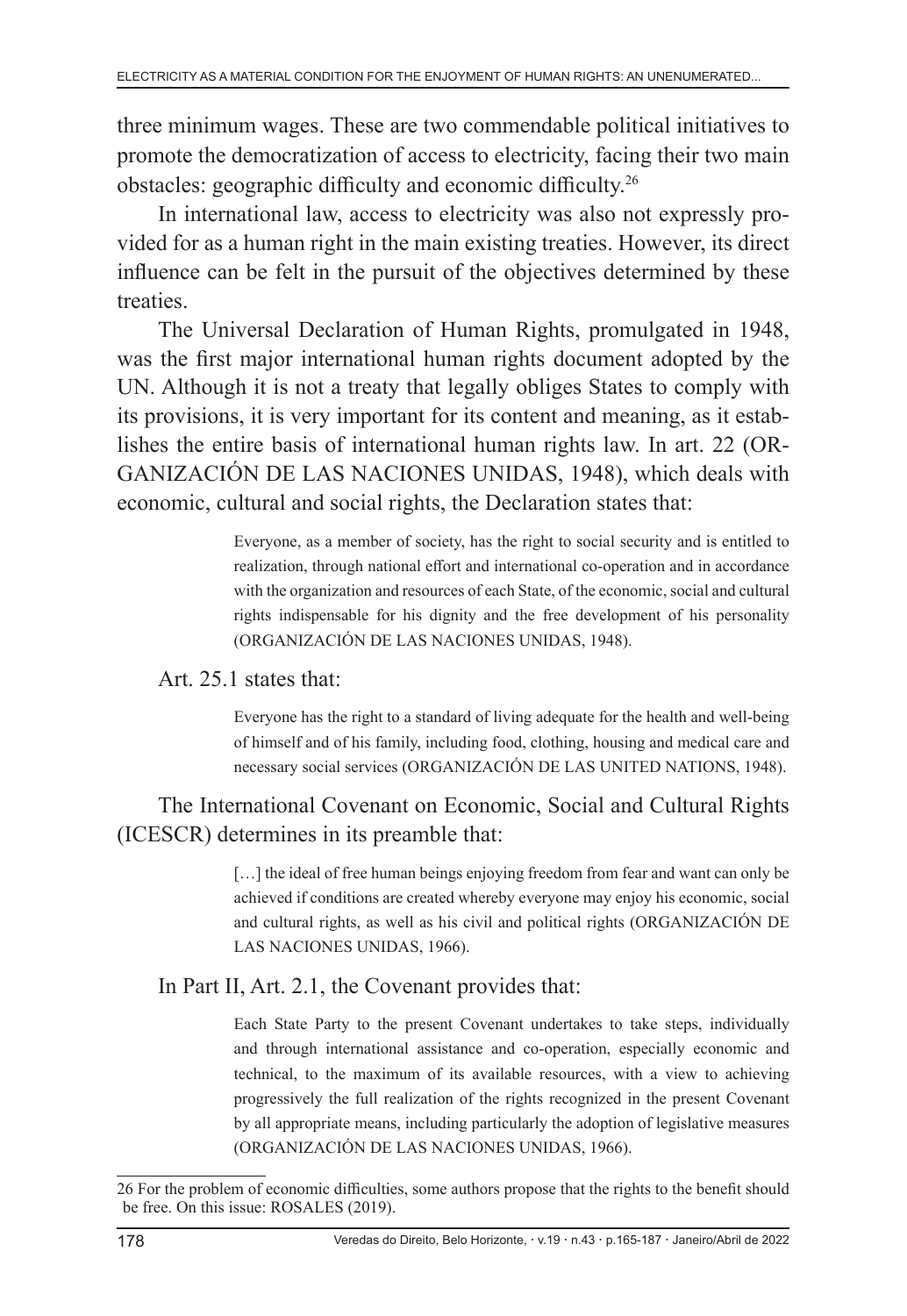three minimum wages. These are two commendable political initiatives to promote the democratization of access to electricity, facing their two main obstacles: geographic difficulty and economic difficulty.[26]

In international law, access to electricity was also not expressly provided for as a human right in the main existing treaties. However, its direct influence can be felt in the pursuit of the objectives determined by these treaties.

The Universal Declaration of Human Rights, promulgated in 1948, was the first major international human rights document adopted by the UN. Although it is not a treaty that legally obliges States to comply with its provisions, it is very important for its content and meaning, as it establishes the entire basis of international human rights law. In art. 22 (ORGANIZACIÓN DE LAS NACIONES UNIDAS, 1948), which deals with economic, cultural and social rights, the Declaration states that:

> Everyone, as a member of society, has the right to social security and is entitled to realization, through national effort and international co-operation and in accordance with the organization and resources of each State, of the economic, social and cultural rights indispensable for his dignity and the free development of his personality (ORGANIZACIÓN DE LAS NACIONES UNIDAS, 1948).

Art. 25.1 states that:

> Everyone has the right to a standard of living adequate for the health and well-being of himself and of his family, including food, clothing, housing and medical care and necessary social services (ORGANIZACIÓN DE LAS UNITED NATIONS, 1948).

The International Covenant on Economic, Social and Cultural Rights (ICESCR) determines in its preamble that:

> […] the ideal of free human beings enjoying freedom from fear and want can only be achieved if conditions are created whereby everyone may enjoy his economic, social and cultural rights, as well as his civil and political rights (ORGANIZACIÓN DE LAS NACIONES UNIDAS, 1966).

In Part II, Art. 2.1, the Covenant provides that:

> Each State Party to the present Covenant undertakes to take steps, individually and through international assistance and co-operation, especially economic and technical, to the maximum of its available resources, with a view to achieving progressively the full realization of the rights recognized in the present Covenant by all appropriate means, including particularly the adoption of legislative measures (ORGANIZACIÓN DE LAS NACIONES UNIDAS, 1966).

---

26 For the problem of economic difficulties, some authors propose that the rights to the benefit should be free. On this issue: ROSALES (2019).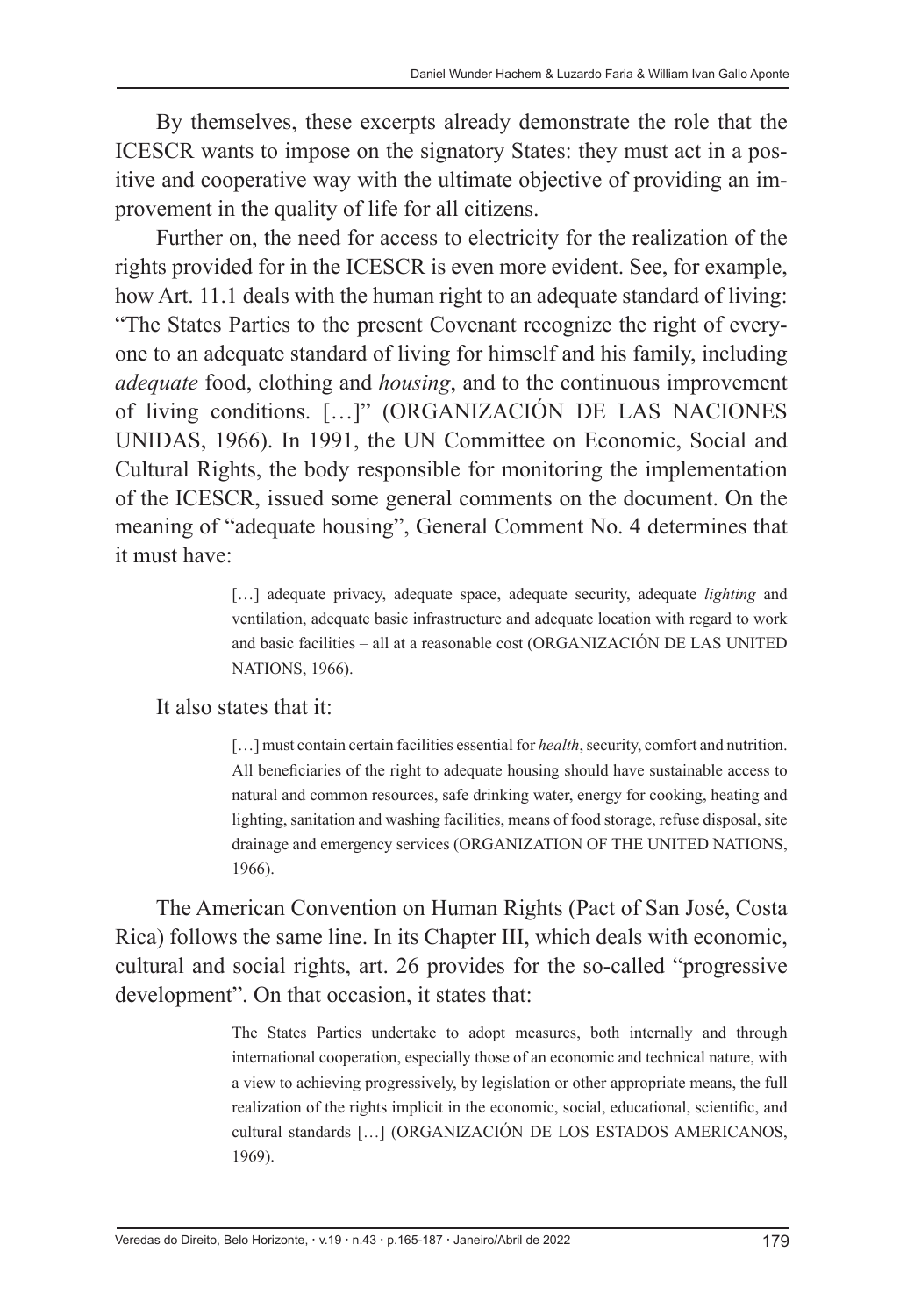By themselves, these excerpts already demonstrate the role that the ICESCR wants to impose on the signatory States: they must act in a positive and cooperative way with the ultimate objective of providing an improvement in the quality of life for all citizens.

Further on, the need for access to electricity for the realization of the rights provided for in the ICESCR is even more evident. See, for example, how Art. 11.1 deals with the human right to an adequate standard of living: "The States Parties to the present Covenant recognize the right of everyone to an adequate standard of living for himself and his family, including *adequate* food, clothing and *housing*, and to the continuous improvement of living conditions. […]" (ORGANIZACIÓN DE LAS NACIONES UNIDAS, 1966). In 1991, the UN Committee on Economic, Social and Cultural Rights, the body responsible for monitoring the implementation of the ICESCR, issued some general comments on the document. On the meaning of "adequate housing", General Comment No. 4 determines that it must have:

> […] adequate privacy, adequate space, adequate security, adequate *lighting* and ventilation, adequate basic infrastructure and adequate location with regard to work and basic facilities – all at a reasonable cost (ORGANIZACIÓN DE LAS UNITED NATIONS, 1966).

It also states that it:

> […] must contain certain facilities essential for *health*, security, comfort and nutrition. All beneficiaries of the right to adequate housing should have sustainable access to natural and common resources, safe drinking water, energy for cooking, heating and lighting, sanitation and washing facilities, means of food storage, refuse disposal, site drainage and emergency services (ORGANIZATION OF THE UNITED NATIONS, 1966).

The American Convention on Human Rights (Pact of San José, Costa Rica) follows the same line. In its Chapter III, which deals with economic, cultural and social rights, art. 26 provides for the so-called "progressive development". On that occasion, it states that:

> The States Parties undertake to adopt measures, both internally and through international cooperation, especially those of an economic and technical nature, with a view to achieving progressively, by legislation or other appropriate means, the full realization of the rights implicit in the economic, social, educational, scientific, and cultural standards […] (ORGANIZACIÓN DE LOS ESTADOS AMERICANOS, 1969).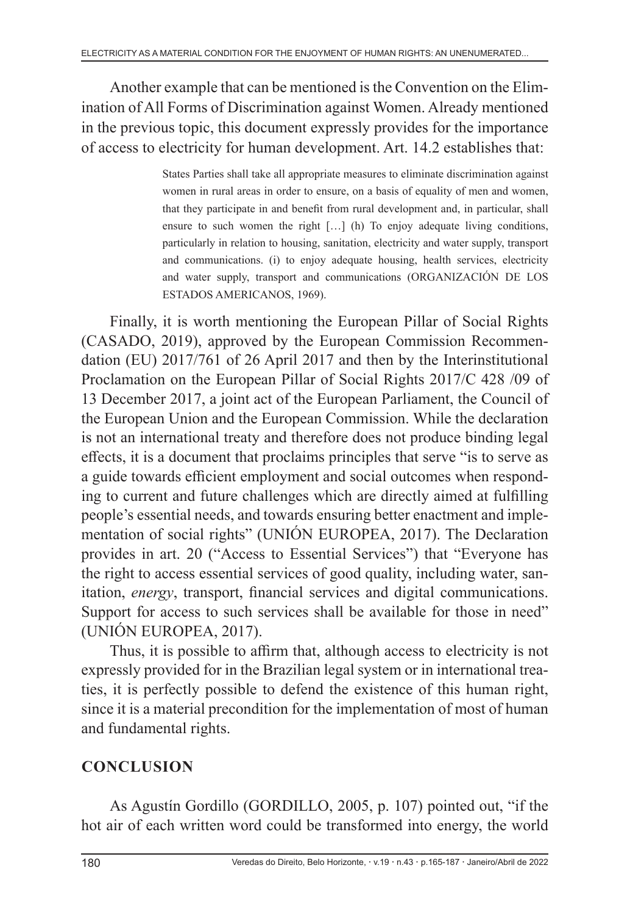Another example that can be mentioned is the Convention on the Elimination of All Forms of Discrimination against Women. Already mentioned in the previous topic, this document expressly provides for the importance of access to electricity for human development. Art. 14.2 establishes that:

> States Parties shall take all appropriate measures to eliminate discrimination against women in rural areas in order to ensure, on a basis of equality of men and women, that they participate in and benefit from rural development and, in particular, shall ensure to such women the right […] (h) To enjoy adequate living conditions, particularly in relation to housing, sanitation, electricity and water supply, transport and communications. (i) to enjoy adequate housing, health services, electricity and water supply, transport and communications (ORGANIZACIÓN DE LOS ESTADOS AMERICANOS, 1969).

Finally, it is worth mentioning the European Pillar of Social Rights (CASADO, 2019), approved by the European Commission Recommendation (EU) 2017/761 of 26 April 2017 and then by the Interinstitutional Proclamation on the European Pillar of Social Rights 2017/C 428 /09 of 13 December 2017, a joint act of the European Parliament, the Council of the European Union and the European Commission. While the declaration is not an international treaty and therefore does not produce binding legal effects, it is a document that proclaims principles that serve "is to serve as a guide towards efficient employment and social outcomes when responding to current and future challenges which are directly aimed at fulfilling people's essential needs, and towards ensuring better enactment and implementation of social rights" (UNIÓN EUROPEA, 2017). The Declaration provides in art. 20 ("Access to Essential Services") that "Everyone has the right to access essential services of good quality, including water, sanitation, *energy*, transport, financial services and digital communications. Support for access to such services shall be available for those in need" (UNIÓN EUROPEA, 2017).

Thus, it is possible to affirm that, although access to electricity is not expressly provided for in the Brazilian legal system or in international treaties, it is perfectly possible to defend the existence of this human right, since it is a material precondition for the implementation of most of human and fundamental rights.

## CONCLUSION

As Agustín Gordillo (GORDILLO, 2005, p. 107) pointed out, "if the hot air of each written word could be transformed into energy, the world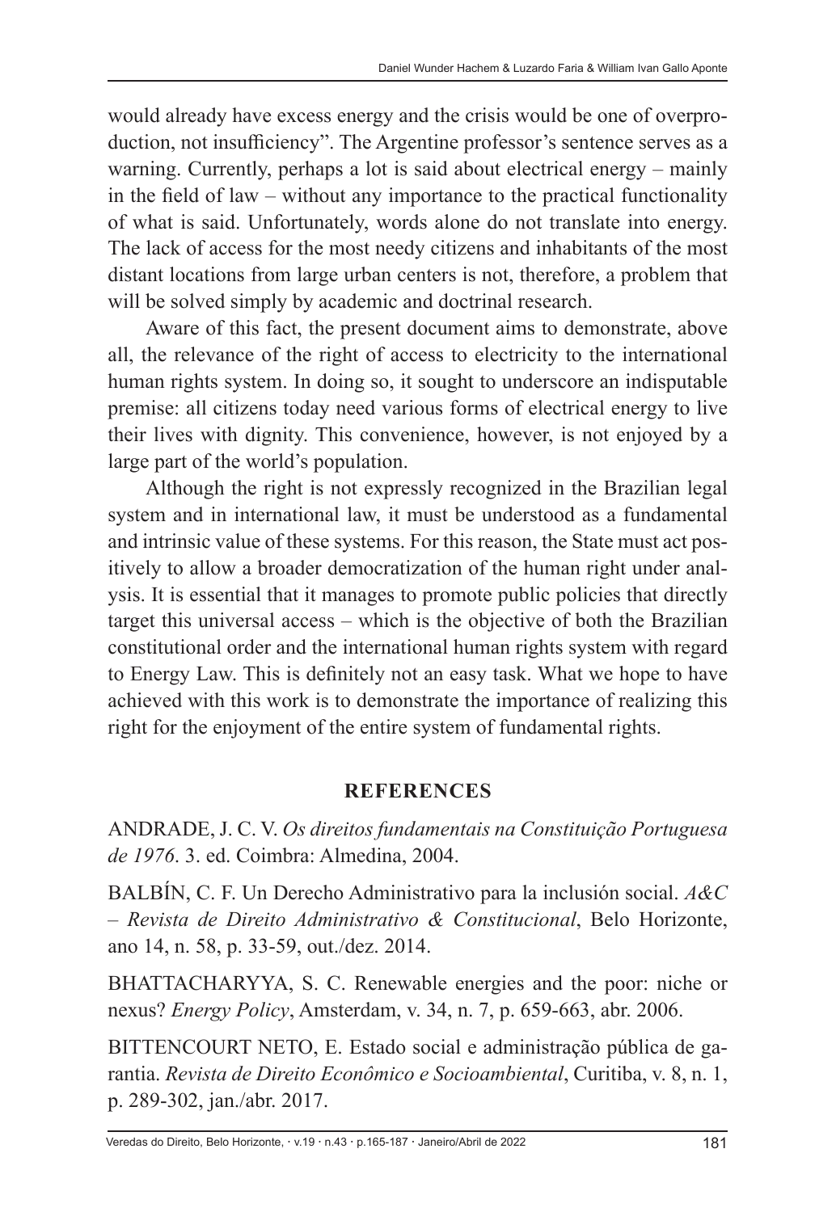would already have excess energy and the crisis would be one of overproduction, not insufficiency". The Argentine professor's sentence serves as a warning. Currently, perhaps a lot is said about electrical energy – mainly in the field of law – without any importance to the practical functionality of what is said. Unfortunately, words alone do not translate into energy. The lack of access for the most needy citizens and inhabitants of the most distant locations from large urban centers is not, therefore, a problem that will be solved simply by academic and doctrinal research.

Aware of this fact, the present document aims to demonstrate, above all, the relevance of the right of access to electricity to the international human rights system. In doing so, it sought to underscore an indisputable premise: all citizens today need various forms of electrical energy to live their lives with dignity. This convenience, however, is not enjoyed by a large part of the world's population.

Although the right is not expressly recognized in the Brazilian legal system and in international law, it must be understood as a fundamental and intrinsic value of these systems. For this reason, the State must act positively to allow a broader democratization of the human right under analysis. It is essential that it manages to promote public policies that directly target this universal access – which is the objective of both the Brazilian constitutional order and the international human rights system with regard to Energy Law. This is definitely not an easy task. What we hope to have achieved with this work is to demonstrate the importance of realizing this right for the enjoyment of the entire system of fundamental rights.

## REFERENCES

ANDRADE, J. C. V. *Os direitos fundamentais na Constituição Portuguesa de 1976*. 3. ed. Coimbra: Almedina, 2004.

BALBÍN, C. F. Un Derecho Administrativo para la inclusión social. *A&C – Revista de Direito Administrativo & Constitucional*, Belo Horizonte, ano 14, n. 58, p. 33-59, out./dez. 2014.

BHATTACHARYYA, S. C. Renewable energies and the poor: niche or nexus? *Energy Policy*, Amsterdam, v. 34, n. 7, p. 659-663, abr. 2006.

BITTENCOURT NETO, E. Estado social e administração pública de garantia. *Revista de Direito Econômico e Socioambiental*, Curitiba, v. 8, n. 1, p. 289-302, jan./abr. 2017.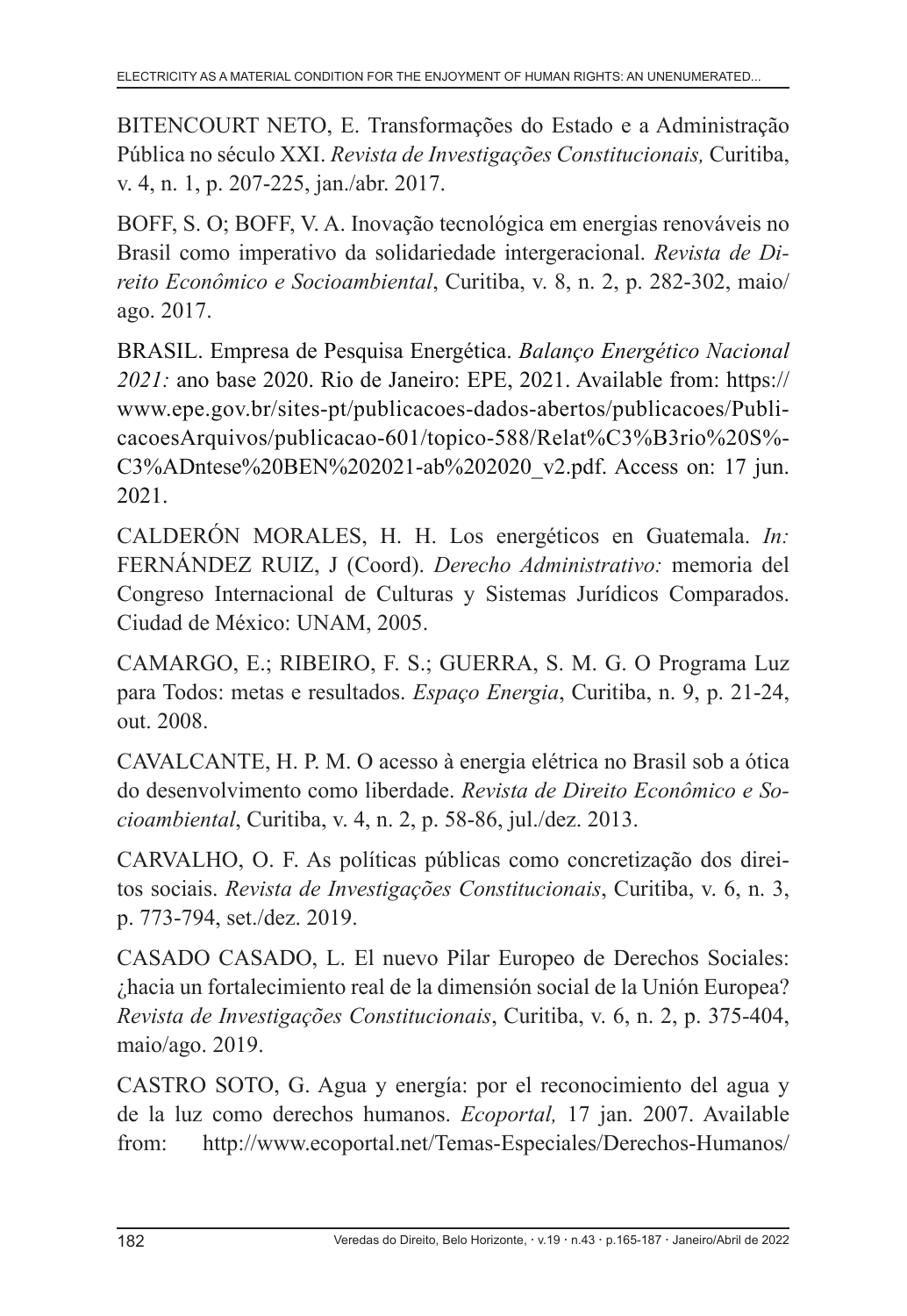BITENCOURT NETO, E. Transformações do Estado e a Administração Pública no século XXI. *Revista de Investigações Constitucionais,* Curitiba, v. 4, n. 1, p. 207-225, jan./abr. 2017.

BOFF, S. O; BOFF, V. A. Inovação tecnológica em energias renováveis no Brasil como imperativo da solidariedade intergeracional. *Revista de Direito Econômico e Socioambiental*, Curitiba, v. 8, n. 2, p. 282-302, maio/ago. 2017.

BRASIL. Empresa de Pesquisa Energética. *Balanço Energético Nacional 2021:* ano base 2020. Rio de Janeiro: EPE, 2021. Available from: https://www.epe.gov.br/sites-pt/publicacoes-dados-abertos/publicacoes/PublicacoesArquivos/publicacao-601/topico-588/Relat%C3%B3rio%20S%C3%ADntese%20BEN%202021-ab%202020_v2.pdf. Access on: 17 jun. 2021.

CALDERÓN MORALES, H. H. Los energéticos en Guatemala. *In:* FERNÁNDEZ RUIZ, J (Coord). *Derecho Administrativo:* memoria del Congreso Internacional de Culturas y Sistemas Jurídicos Comparados. Ciudad de México: UNAM, 2005.

CAMARGO, E.; RIBEIRO, F. S.; GUERRA, S. M. G. O Programa Luz para Todos: metas e resultados. *Espaço Energia*, Curitiba, n. 9, p. 21-24, out. 2008.

CAVALCANTE, H. P. M. O acesso à energia elétrica no Brasil sob a ótica do desenvolvimento como liberdade. *Revista de Direito Econômico e Socioambiental*, Curitiba, v. 4, n. 2, p. 58-86, jul./dez. 2013.

CARVALHO, O. F. As políticas públicas como concretização dos direitos sociais. *Revista de Investigações Constitucionais*, Curitiba, v. 6, n. 3, p. 773-794, set./dez. 2019.

CASADO CASADO, L. El nuevo Pilar Europeo de Derechos Sociales: ¿hacia un fortalecimiento real de la dimensión social de la Unión Europea? *Revista de Investigações Constitucionais*, Curitiba, v. 6, n. 2, p. 375-404, maio/ago. 2019.

CASTRO SOTO, G. Agua y energía: por el reconocimiento del agua y de la luz como derechos humanos. *Ecoportal,* 17 jan. 2007. Available from: http://www.ecoportal.net/Temas-Especiales/Derechos-Humanos/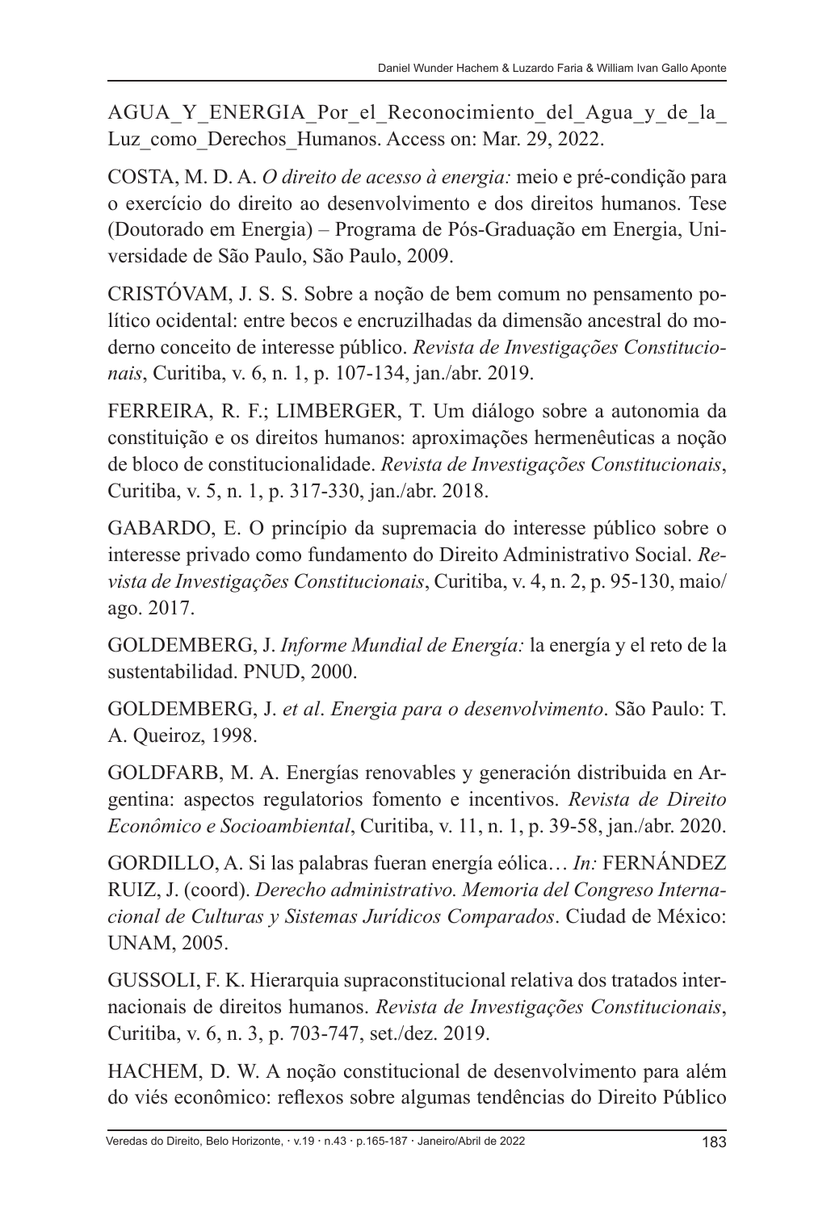AGUA_Y_ENERGIA_Por_el_Reconocimiento_del_Agua_y_de_la_Luz_como_Derechos_Humanos. Access on: Mar. 29, 2022.

COSTA, M. D. A. *O direito de acesso à energia:* meio e pré-condição para o exercício do direito ao desenvolvimento e dos direitos humanos. Tese (Doutorado em Energia) – Programa de Pós-Graduação em Energia, Universidade de São Paulo, São Paulo, 2009.

CRISTÓVAM, J. S. S. Sobre a noção de bem comum no pensamento político ocidental: entre becos e encruzilhadas da dimensão ancestral do moderno conceito de interesse público. *Revista de Investigações Constitucionais*, Curitiba, v. 6, n. 1, p. 107-134, jan./abr. 2019.

FERREIRA, R. F.; LIMBERGER, T. Um diálogo sobre a autonomia da constituição e os direitos humanos: aproximações hermenêuticas a noção de bloco de constitucionalidade. *Revista de Investigações Constitucionais*, Curitiba, v. 5, n. 1, p. 317-330, jan./abr. 2018.

GABARDO, E. O princípio da supremacia do interesse público sobre o interesse privado como fundamento do Direito Administrativo Social. *Revista de Investigações Constitucionais*, Curitiba, v. 4, n. 2, p. 95-130, maio/ago. 2017.

GOLDEMBERG, J. *Informe Mundial de Energía:* la energía y el reto de la sustentabilidad. PNUD, 2000.

GOLDEMBERG, J. *et al*. *Energia para o desenvolvimento*. São Paulo: T. A. Queiroz, 1998.

GOLDFARB, M. A. Energías renovables y generación distribuida en Argentina: aspectos regulatorios fomento e incentivos. *Revista de Direito Econômico e Socioambiental*, Curitiba, v. 11, n. 1, p. 39-58, jan./abr. 2020.

GORDILLO, A. Si las palabras fueran energía eólica… *In:* FERNÁNDEZ RUIZ, J. (coord). *Derecho administrativo. Memoria del Congreso Internacional de Culturas y Sistemas Jurídicos Comparados*. Ciudad de México: UNAM, 2005.

GUSSOLI, F. K. Hierarquia supraconstitucional relativa dos tratados internacionais de direitos humanos. *Revista de Investigações Constitucionais*, Curitiba, v. 6, n. 3, p. 703-747, set./dez. 2019.

HACHEM, D. W. A noção constitucional de desenvolvimento para além do viés econômico: reflexos sobre algumas tendências do Direito Público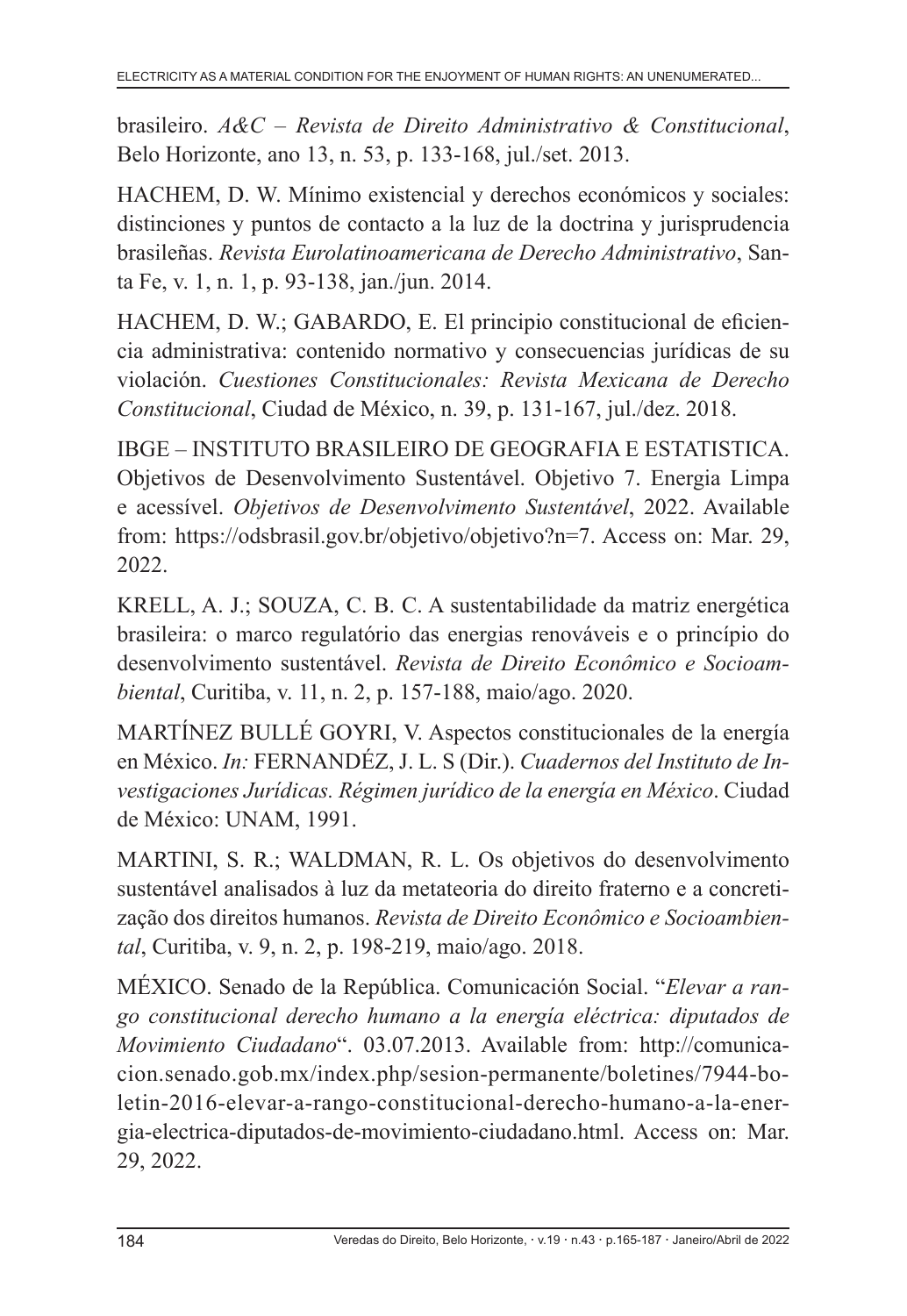brasileiro. *A&C – Revista de Direito Administrativo & Constitucional*, Belo Horizonte, ano 13, n. 53, p. 133-168, jul./set. 2013.

HACHEM, D. W. Mínimo existencial y derechos económicos y sociales: distinciones y puntos de contacto a la luz de la doctrina y jurisprudencia brasileñas. *Revista Eurolatinoamericana de Derecho Administrativo*, Santa Fe, v. 1, n. 1, p. 93-138, jan./jun. 2014.

HACHEM, D. W.; GABARDO, E. El principio constitucional de eficiencia administrativa: contenido normativo y consecuencias jurídicas de su violación. *Cuestiones Constitucionales: Revista Mexicana de Derecho Constitucional*, Ciudad de México, n. 39, p. 131-167, jul./dez. 2018.

IBGE – INSTITUTO BRASILEIRO DE GEOGRAFIA E ESTATISTICA. Objetivos de Desenvolvimento Sustentável. Objetivo 7. Energia Limpa e acessível. *Objetivos de Desenvolvimento Sustentável*, 2022. Available from: https://odsbrasil.gov.br/objetivo/objetivo?n=7. Access on: Mar. 29, 2022.

KRELL, A. J.; SOUZA, C. B. C. A sustentabilidade da matriz energética brasileira: o marco regulatório das energias renováveis e o princípio do desenvolvimento sustentável. *Revista de Direito Econômico e Socioambiental*, Curitiba, v. 11, n. 2, p. 157-188, maio/ago. 2020.

MARTÍNEZ BULLÉ GOYRI, V. Aspectos constitucionales de la energía en México. *In:* FERNANDÉZ, J. L. S (Dir.). *Cuadernos del Instituto de Investigaciones Jurídicas. Régimen jurídico de la energía en México*. Ciudad de México: UNAM, 1991.

MARTINI, S. R.; WALDMAN, R. L. Os objetivos do desenvolvimento sustentável analisados à luz da metateoria do direito fraterno e a concretização dos direitos humanos. *Revista de Direito Econômico e Socioambiental*, Curitiba, v. 9, n. 2, p. 198-219, maio/ago. 2018.

MÉXICO. Senado de la República. Comunicación Social. "*Elevar a rango constitucional derecho humano a la energía eléctrica: diputados de Movimiento Ciudadano*". 03.07.2013. Available from: http://comunicacion.senado.gob.mx/index.php/sesion-permanente/boletines/7944-boletin-2016-elevar-a-rango-constitucional-derecho-humano-a-la-energia-electrica-diputados-de-movimiento-ciudadano.html. Access on: Mar. 29, 2022.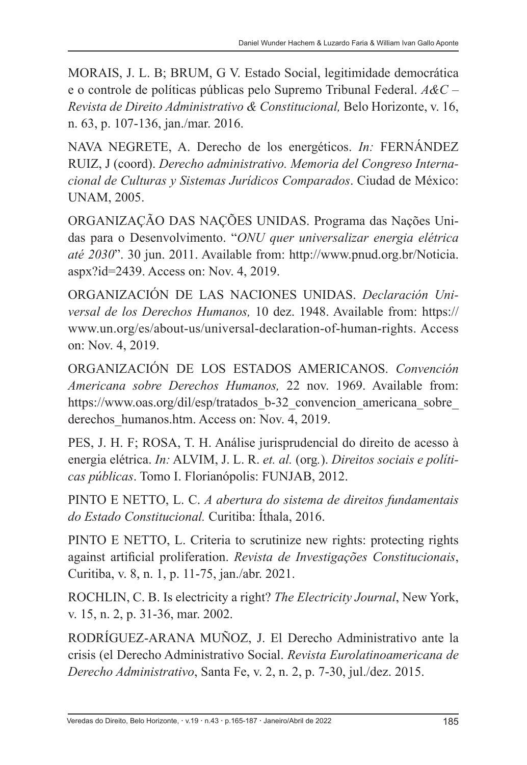MORAIS, J. L. B; BRUM, G V. Estado Social, legitimidade democrática e o controle de políticas públicas pelo Supremo Tribunal Federal. *A&C – Revista de Direito Administrativo & Constitucional,* Belo Horizonte, v. 16, n. 63, p. 107-136, jan./mar. 2016.

NAVA NEGRETE, A. Derecho de los energéticos. *In:* FERNÁNDEZ RUIZ, J (coord). *Derecho administrativo. Memoria del Congreso Internacional de Culturas y Sistemas Jurídicos Comparados*. Ciudad de México: UNAM, 2005.

ORGANIZAÇÃO DAS NAÇÕES UNIDAS. Programa das Nações Unidas para o Desenvolvimento. "*ONU quer universalizar energia elétrica até 2030*". 30 jun. 2011. Available from: http://www.pnud.org.br/Noticia.aspx?id=2439. Access on: Nov. 4, 2019.

ORGANIZACIÓN DE LAS NACIONES UNIDAS. *Declaración Universal de los Derechos Humanos,* 10 dez. 1948. Available from: https://www.un.org/es/about-us/universal-declaration-of-human-rights. Access on: Nov. 4, 2019.

ORGANIZACIÓN DE LOS ESTADOS AMERICANOS. *Convención Americana sobre Derechos Humanos,* 22 nov. 1969. Available from: https://www.oas.org/dil/esp/tratados_b-32_convencion_americana_sobre_derechos_humanos.htm. Access on: Nov. 4, 2019.

PES, J. H. F; ROSA, T. H. Análise jurisprudencial do direito de acesso à energia elétrica. *In:* ALVIM, J. L. R. *et. al.* (org.). *Direitos sociais e políticas públicas*. Tomo I. Florianópolis: FUNJAB, 2012.

PINTO E NETTO, L. C. *A abertura do sistema de direitos fundamentais do Estado Constitucional.* Curitiba: Íthala, 2016.

PINTO E NETTO, L. Criteria to scrutinize new rights: protecting rights against artificial proliferation. *Revista de Investigações Constitucionais*, Curitiba, v. 8, n. 1, p. 11-75, jan./abr. 2021.

ROCHLIN, C. B. Is electricity a right? *The Electricity Journal*, New York, v. 15, n. 2, p. 31-36, mar. 2002.

RODRÍGUEZ-ARANA MUÑOZ, J. El Derecho Administrativo ante la crisis (el Derecho Administrativo Social. *Revista Eurolatinoamericana de Derecho Administrativo*, Santa Fe, v. 2, n. 2, p. 7-30, jul./dez. 2015.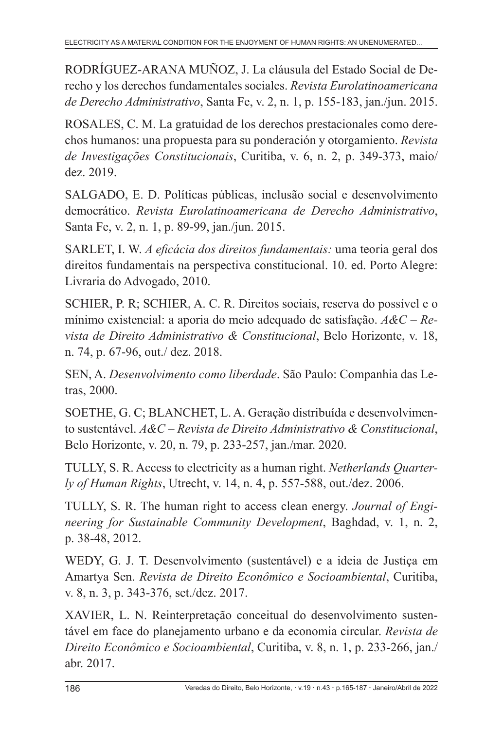RODRÍGUEZ-ARANA MUÑOZ, J. La cláusula del Estado Social de Derecho y los derechos fundamentales sociales. *Revista Eurolatinoamericana de Derecho Administrativo*, Santa Fe, v. 2, n. 1, p. 155-183, jan./jun. 2015.

ROSALES, C. M. La gratuidad de los derechos prestacionales como derechos humanos: una propuesta para su ponderación y otorgamiento. *Revista de Investigações Constitucionais*, Curitiba, v. 6, n. 2, p. 349-373, maio/dez. 2019.

SALGADO, E. D. Políticas públicas, inclusão social e desenvolvimento democrático. *Revista Eurolatinoamericana de Derecho Administrativo*, Santa Fe, v. 2, n. 1, p. 89-99, jan./jun. 2015.

SARLET, I. W. *A eficácia dos direitos fundamentais:* uma teoria geral dos direitos fundamentais na perspectiva constitucional. 10. ed. Porto Alegre: Livraria do Advogado, 2010.

SCHIER, P. R; SCHIER, A. C. R. Direitos sociais, reserva do possível e o mínimo existencial: a aporia do meio adequado de satisfação. *A&C – Revista de Direito Administrativo & Constitucional*, Belo Horizonte, v. 18, n. 74, p. 67-96, out./ dez. 2018.

SEN, A. *Desenvolvimento como liberdade*. São Paulo: Companhia das Letras, 2000.

SOETHE, G. C; BLANCHET, L. A. Geração distribuída e desenvolvimento sustentável. *A&C – Revista de Direito Administrativo & Constitucional*, Belo Horizonte, v. 20, n. 79, p. 233-257, jan./mar. 2020.

TULLY, S. R. Access to electricity as a human right. *Netherlands Quarterly of Human Rights*, Utrecht, v. 14, n. 4, p. 557-588, out./dez. 2006.

TULLY, S. R. The human right to access clean energy. *Journal of Engineering for Sustainable Community Development*, Baghdad, v. 1, n. 2, p. 38-48, 2012.

WEDY, G. J. T. Desenvolvimento (sustentável) e a ideia de Justiça em Amartya Sen. *Revista de Direito Econômico e Socioambiental*, Curitiba, v. 8, n. 3, p. 343-376, set./dez. 2017.

XAVIER, L. N. Reinterpretação conceitual do desenvolvimento sustentável em face do planejamento urbano e da economia circular. *Revista de Direito Econômico e Socioambiental*, Curitiba, v. 8, n. 1, p. 233-266, jan./abr. 2017.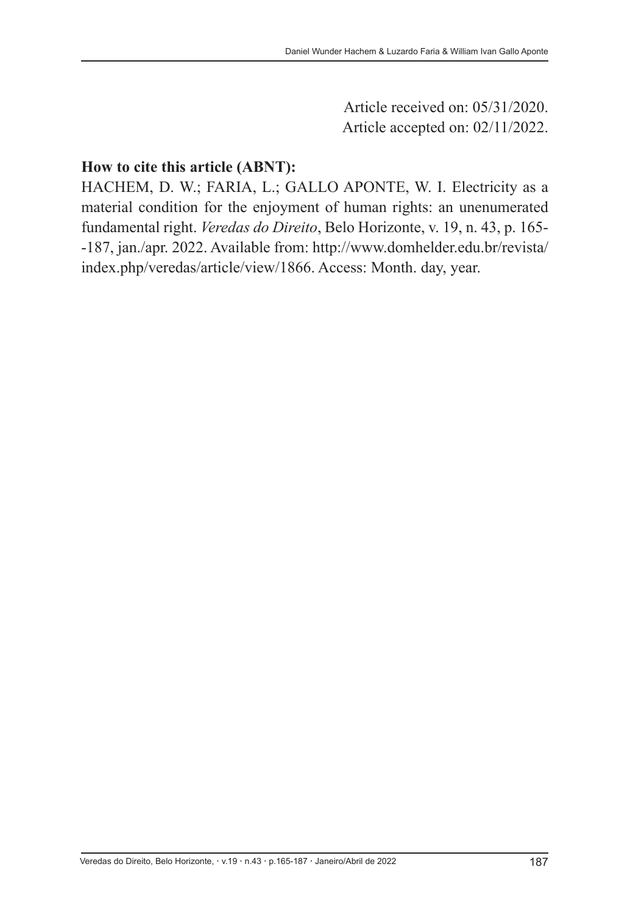Article received on: 05/31/2020.
Article accepted on: 02/11/2022.

**How to cite this article (ABNT):**

HACHEM, D. W.; FARIA, L.; GALLO APONTE, W. I. Electricity as a material condition for the enjoyment of human rights: an unenumerated fundamental right. *Veredas do Direito*, Belo Horizonte, v. 19, n. 43, p. 165--187, jan./apr. 2022. Available from: http://www.domhelder.edu.br/revista/index.php/veredas/article/view/1866. Access: Month. day, year.